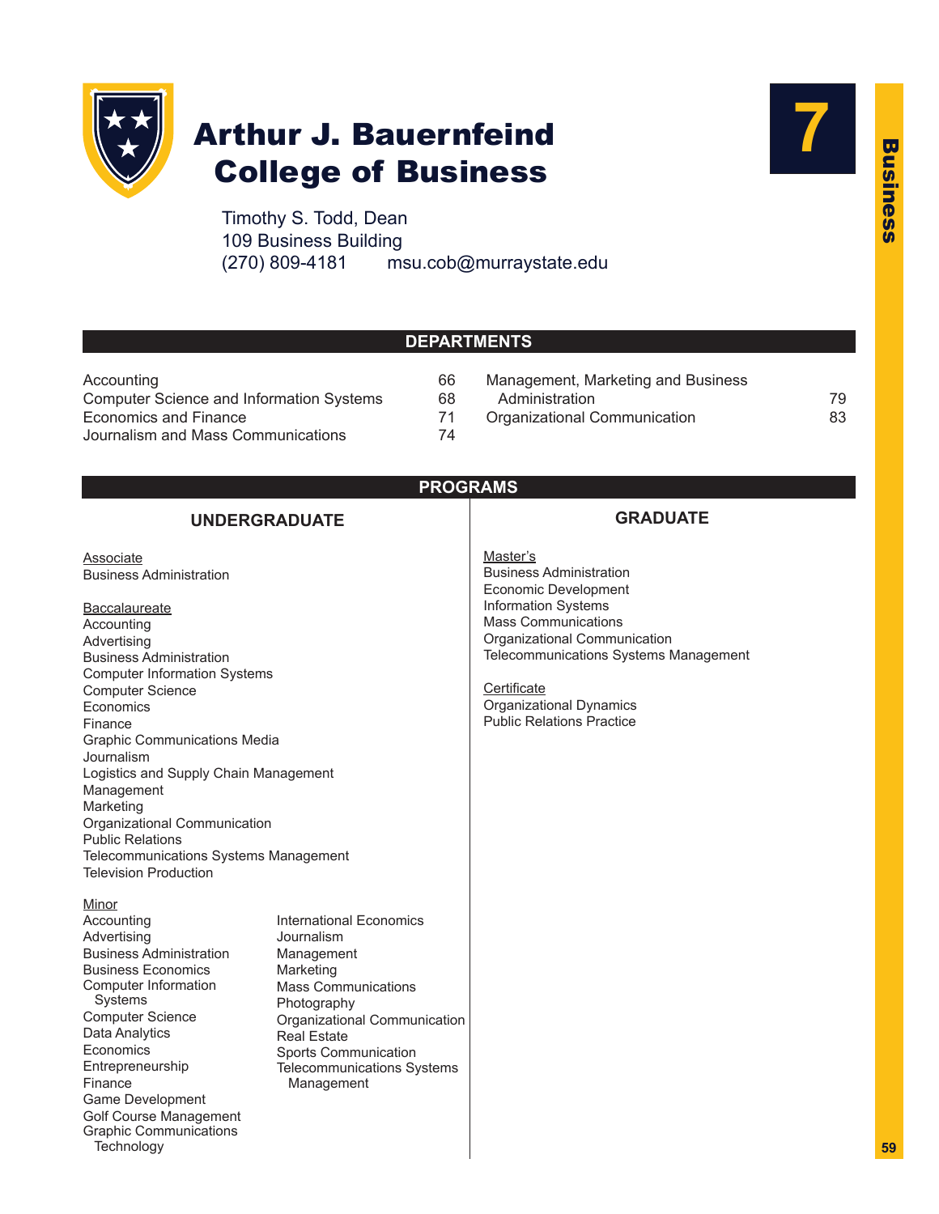# Arthur J. Bauernfeind College of Business

Timothy S. Todd, Dean
109 Business Building
(270) 809-4181 msu.cob@murraystate.edu

## DEPARTMENTS

| Department | Page |
|---|---|
| Accounting | 66 |
| Computer Science and Information Systems | 68 |
| Economics and Finance | 71 |
| Journalism and Mass Communications | 74 |
| Management, Marketing and Business Administration | 79 |
| Organizational Communication | 83 |

## PROGRAMS

### UNDERGRADUATE

Associate
- Business Administration

Baccalaureate
- Accounting
- Advertising
- Business Administration
- Computer Information Systems
- Computer Science
- Economics
- Finance
- Graphic Communications Media
- Journalism
- Logistics and Supply Chain Management
- Management
- Marketing
- Organizational Communication
- Public Relations
- Telecommunications Systems Management
- Television Production

Minor
- Accounting
- Advertising
- Business Administration
- Business Economics
- Computer Information Systems
- Computer Science
- Data Analytics
- Economics
- Entrepreneurship
- Finance
- Game Development
- Golf Course Management
- Graphic Communications Technology
- International Economics
- Journalism
- Management
- Marketing
- Mass Communications
- Photography
- Organizational Communication
- Real Estate
- Sports Communication
- Telecommunications Systems Management

### GRADUATE

Master's
- Business Administration
- Economic Development
- Information Systems
- Mass Communications
- Organizational Communication
- Telecommunications Systems Management

Certificate
- Organizational Dynamics
- Public Relations Practice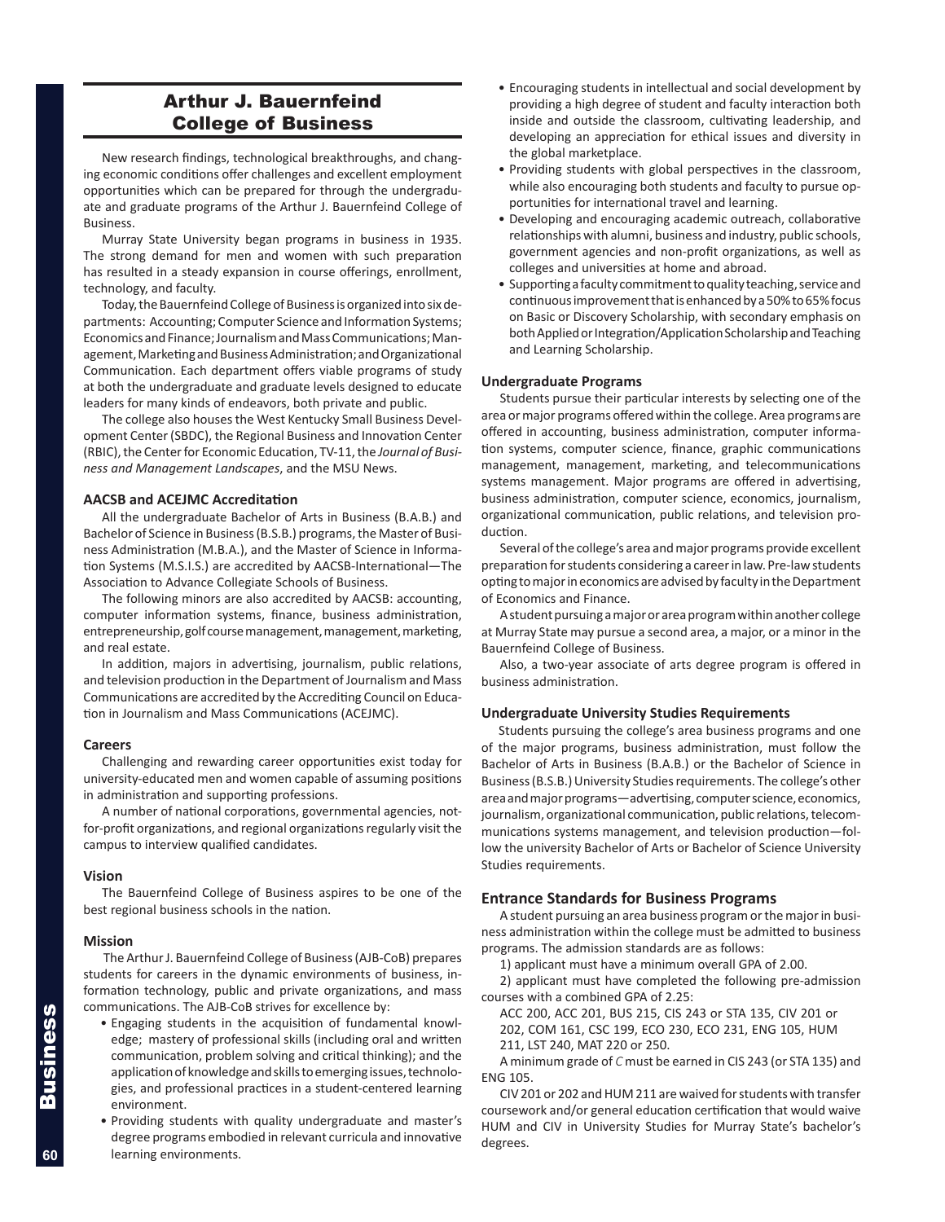# Arthur J. Bauernfeind College of Business

New research findings, technological breakthroughs, and changing economic conditions offer challenges and excellent employment opportunities which can be prepared for through the undergraduate and graduate programs of the Arthur J. Bauernfeind College of Business.

Murray State University began programs in business in 1935. The strong demand for men and women with such preparation has resulted in a steady expansion in course offerings, enrollment, technology, and faculty.

Today, the Bauernfeind College of Business is organized into six departments: Accounting; Computer Science and Information Systems; Economics and Finance; Journalism and Mass Communications; Management, Marketing and Business Administration; and Organizational Communication. Each department offers viable programs of study at both the undergraduate and graduate levels designed to educate leaders for many kinds of endeavors, both private and public.

The college also houses the West Kentucky Small Business Development Center (SBDC), the Regional Business and Innovation Center (RBIC), the Center for Economic Education, TV-11, the *Journal of Business and Management Landscapes*, and the MSU News.

### AACSB and ACEJMC Accreditation

All the undergraduate Bachelor of Arts in Business (B.A.B.) and Bachelor of Science in Business (B.S.B.) programs, the Master of Business Administration (M.B.A.), and the Master of Science in Information Systems (M.S.I.S.) are accredited by AACSB-International—The Association to Advance Collegiate Schools of Business.

The following minors are also accredited by AACSB: accounting, computer information systems, finance, business administration, entrepreneurship, golf course management, management, marketing, and real estate.

In addition, majors in advertising, journalism, public relations, and television production in the Department of Journalism and Mass Communications are accredited by the Accrediting Council on Education in Journalism and Mass Communications (ACEJMC).

### Careers

Challenging and rewarding career opportunities exist today for university-educated men and women capable of assuming positions in administration and supporting professions.

A number of national corporations, governmental agencies, not-for-profit organizations, and regional organizations regularly visit the campus to interview qualified candidates.

### Vision

The Bauernfeind College of Business aspires to be one of the best regional business schools in the nation.

### Mission

The Arthur J. Bauernfeind College of Business (AJB-CoB) prepares students for careers in the dynamic environments of business, information technology, public and private organizations, and mass communications. The AJB-CoB strives for excellence by:

- Engaging students in the acquisition of fundamental knowledge; mastery of professional skills (including oral and written communication, problem solving and critical thinking); and the application of knowledge and skills to emerging issues, technologies, and professional practices in a student-centered learning environment.
- Providing students with quality undergraduate and master's degree programs embodied in relevant curricula and innovative learning environments.
- Encouraging students in intellectual and social development by providing a high degree of student and faculty interaction both inside and outside the classroom, cultivating leadership, and developing an appreciation for ethical issues and diversity in the global marketplace.
- Providing students with global perspectives in the classroom, while also encouraging both students and faculty to pursue opportunities for international travel and learning.
- Developing and encouraging academic outreach, collaborative relationships with alumni, business and industry, public schools, government agencies and non-profit organizations, as well as colleges and universities at home and abroad.
- Supporting a faculty commitment to quality teaching, service and continuous improvement that is enhanced by a 50% to 65% focus on Basic or Discovery Scholarship, with secondary emphasis on both Applied or Integration/Application Scholarship and Teaching and Learning Scholarship.

### Undergraduate Programs

Students pursue their particular interests by selecting one of the area or major programs offered within the college. Area programs are offered in accounting, business administration, computer information systems, computer science, finance, graphic communications management, management, marketing, and telecommunications systems management. Major programs are offered in advertising, business administration, computer science, economics, journalism, organizational communication, public relations, and television production.

Several of the college's area and major programs provide excellent preparation for students considering a career in law. Pre-law students opting to major in economics are advised by faculty in the Department of Economics and Finance.

A student pursuing a major or area program within another college at Murray State may pursue a second area, a major, or a minor in the Bauernfeind College of Business.

Also, a two-year associate of arts degree program is offered in business administration.

### Undergraduate University Studies Requirements

Students pursuing the college's area business programs and one of the major programs, business administration, must follow the Bachelor of Arts in Business (B.A.B.) or the Bachelor of Science in Business (B.S.B.) University Studies requirements. The college's other area and major programs—advertising, computer science, economics, journalism, organizational communication, public relations, telecommunications systems management, and television production—follow the university Bachelor of Arts or Bachelor of Science University Studies requirements.

## Entrance Standards for Business Programs

A student pursuing an area business program or the major in business administration within the college must be admitted to business programs. The admission standards are as follows:

1) applicant must have a minimum overall GPA of 2.00.

2) applicant must have completed the following pre-admission courses with a combined GPA of 2.25:

ACC 200, ACC 201, BUS 215, CIS 243 or STA 135, CIV 201 or 202, COM 161, CSC 199, ECO 230, ECO 231, ENG 105, HUM 211, LST 240, MAT 220 or 250.

A minimum grade of *C* must be earned in CIS 243 (or STA 135) and ENG 105.

CIV 201 or 202 and HUM 211 are waived for students with transfer coursework and/or general education certification that would waive HUM and CIV in University Studies for Murray State's bachelor's degrees.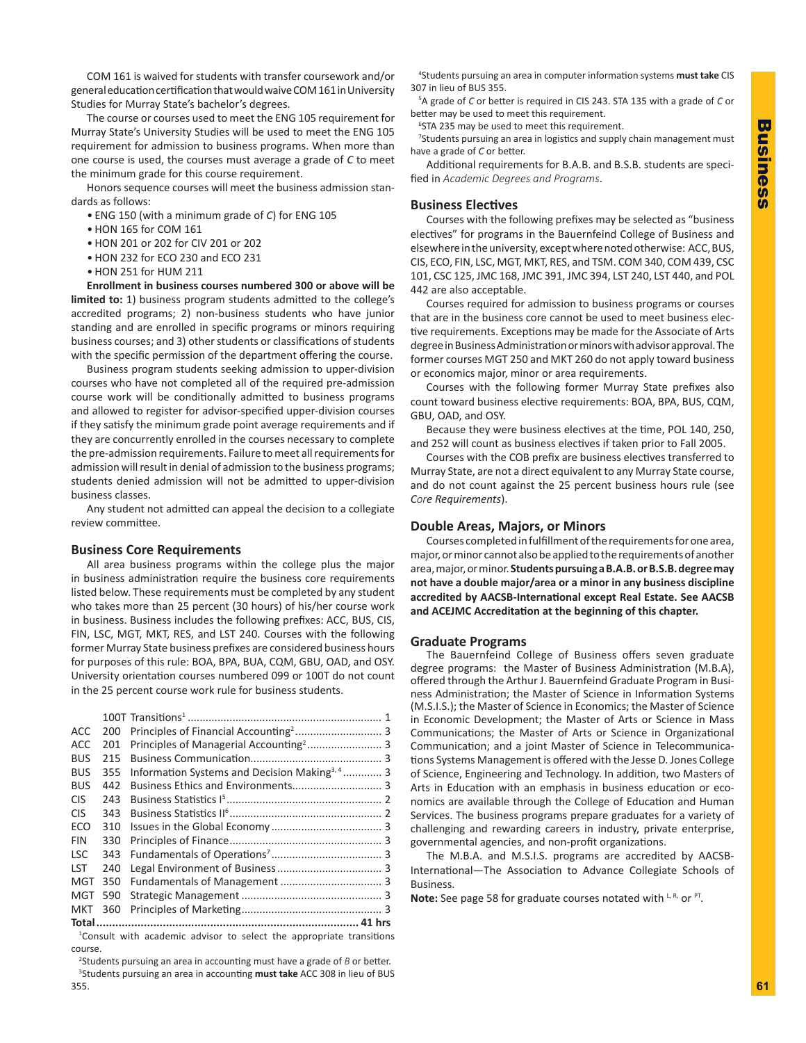COM 161 is waived for students with transfer coursework and/or general education certification that would waive COM 161 in University Studies for Murray State's bachelor's degrees.

The course or courses used to meet the ENG 105 requirement for Murray State's University Studies will be used to meet the ENG 105 requirement for admission to business programs. When more than one course is used, the courses must average a grade of *C* to meet the minimum grade for this course requirement.

Honors sequence courses will meet the business admission standards as follows:

- ENG 150 (with a minimum grade of *C*) for ENG 105
- HON 165 for COM 161
- HON 201 or 202 for CIV 201 or 202
- HON 232 for ECO 230 and ECO 231
- HON 251 for HUM 211

**Enrollment in business courses numbered 300 or above will be limited to:** 1) business program students admitted to the college's accredited programs; 2) non-business students who have junior standing and are enrolled in specific programs or minors requiring business courses; and 3) other students or classifications of students with the specific permission of the department offering the course.

Business program students seeking admission to upper-division courses who have not completed all of the required pre-admission course work will be conditionally admitted to business programs and allowed to register for advisor-specified upper-division courses if they satisfy the minimum grade point average requirements and if they are concurrently enrolled in the courses necessary to complete the pre-admission requirements. Failure to meet all requirements for admission will result in denial of admission to the business programs; students denied admission will not be admitted to upper-division business classes.

Any student not admitted can appeal the decision to a collegiate review committee.

## Business Core Requirements

All area business programs within the college plus the major in business administration require the business core requirements listed below. These requirements must be completed by any student who takes more than 25 percent (30 hours) of his/her course work in business. Business includes the following prefixes: ACC, BUS, CIS, FIN, LSC, MGT, MKT, RES, and LST 240. Courses with the following former Murray State business prefixes are considered business hours for purposes of this rule: BOA, BPA, BUA, CQM, GBU, OAD, and OSY. University orientation courses numbered 099 or 100T do not count in the 25 percent course work rule for business students.

| | | | |
|---|---|---|---|
| | 100T | Transitions[1] | 1 |
| ACC | 200 | Principles of Financial Accounting[2] | 3 |
| ACC | 201 | Principles of Managerial Accounting[2] | 3 |
| BUS | 215 | Business Communication | 3 |
| BUS | 355 | Information Systems and Decision Making[3, 4] | 3 |
| BUS | 442 | Business Ethics and Environments | 3 |
| CIS | 243 | Business Statistics I[5] | 2 |
| CIS | 343 | Business Statistics II[6] | 2 |
| ECO | 310 | Issues in the Global Economy | 3 |
| FIN | 330 | Principles of Finance | 3 |
| LSC | 343 | Fundamentals of Operations[7] | 3 |
| LST | 240 | Legal Environment of Business | 3 |
| MGT | 350 | Fundamentals of Management | 3 |
| MGT | 590 | Strategic Management | 3 |
| MKT | 360 | Principles of Marketing | 3 |
| **Total** | | | **41 hrs** |

[1]Consult with academic advisor to select the appropriate transitions course.

[2]Students pursuing an area in accounting must have a grade of *B* or better.

[3]Students pursuing an area in accounting **must take** ACC 308 in lieu of BUS 355.

[4]Students pursuing an area in computer information systems **must take** CIS 307 in lieu of BUS 355.

[5]A grade of *C* or better is required in CIS 243. STA 135 with a grade of *C* or better may be used to meet this requirement.

[6]STA 235 may be used to meet this requirement.

[7]Students pursuing an area in logistics and supply chain management must have a grade of *C* or better.

Additional requirements for B.A.B. and B.S.B. students are specified in *Academic Degrees and Programs*.

## Business Electives

Courses with the following prefixes may be selected as "business electives" for programs in the Bauernfeind College of Business and elsewhere in the university, except where noted otherwise: ACC, BUS, CIS, ECO, FIN, LSC, MGT, MKT, RES, and TSM. COM 340, COM 439, CSC 101, CSC 125, JMC 168, JMC 391, JMC 394, LST 240, LST 440, and POL 442 are also acceptable.

Courses required for admission to business programs or courses that are in the business core cannot be used to meet business elective requirements. Exceptions may be made for the Associate of Arts degree in Business Administration or minors with advisor approval. The former courses MGT 250 and MKT 260 do not apply toward business or economics major, minor or area requirements.

Courses with the following former Murray State prefixes also count toward business elective requirements: BOA, BPA, BUS, CQM, GBU, OAD, and OSY.

Because they were business electives at the time, POL 140, 250, and 252 will count as business electives if taken prior to Fall 2005.

Courses with the COB prefix are business electives transferred to Murray State, are not a direct equivalent to any Murray State course, and do not count against the 25 percent business hours rule (see *Core Requirements*).

## Double Areas, Majors, or Minors

Courses completed in fulfillment of the requirements for one area, major, or minor cannot also be applied to the requirements of another area, major, or minor. **Students pursuing a B.A.B. or B.S.B. degree may not have a double major/area or a minor in any business discipline accredited by AACSB-International except Real Estate. See AACSB and ACEJMC Accreditation at the beginning of this chapter.**

## Graduate Programs

The Bauernfeind College of Business offers seven graduate degree programs: the Master of Business Administration (M.B.A), offered through the Arthur J. Bauernfeind Graduate Program in Business Administration; the Master of Science in Information Systems (M.S.I.S.); the Master of Science in Economics; the Master of Science in Economic Development; the Master of Arts or Science in Mass Communications; the Master of Arts or Science in Organizational Communication; and a joint Master of Science in Telecommunications Systems Management is offered with the Jesse D. Jones College of Science, Engineering and Technology. In addition, two Masters of Arts in Education with an emphasis in business education or economics are available through the College of Education and Human Services. The business programs prepare graduates for a variety of challenging and rewarding careers in industry, private enterprise, governmental agencies, and non-profit organizations.

The M.B.A. and M.S.I.S. programs are accredited by AACSB-International—The Association to Advance Collegiate Schools of Business.

**Note:** See page 58 for graduate courses notated with [L, R,] or [PT].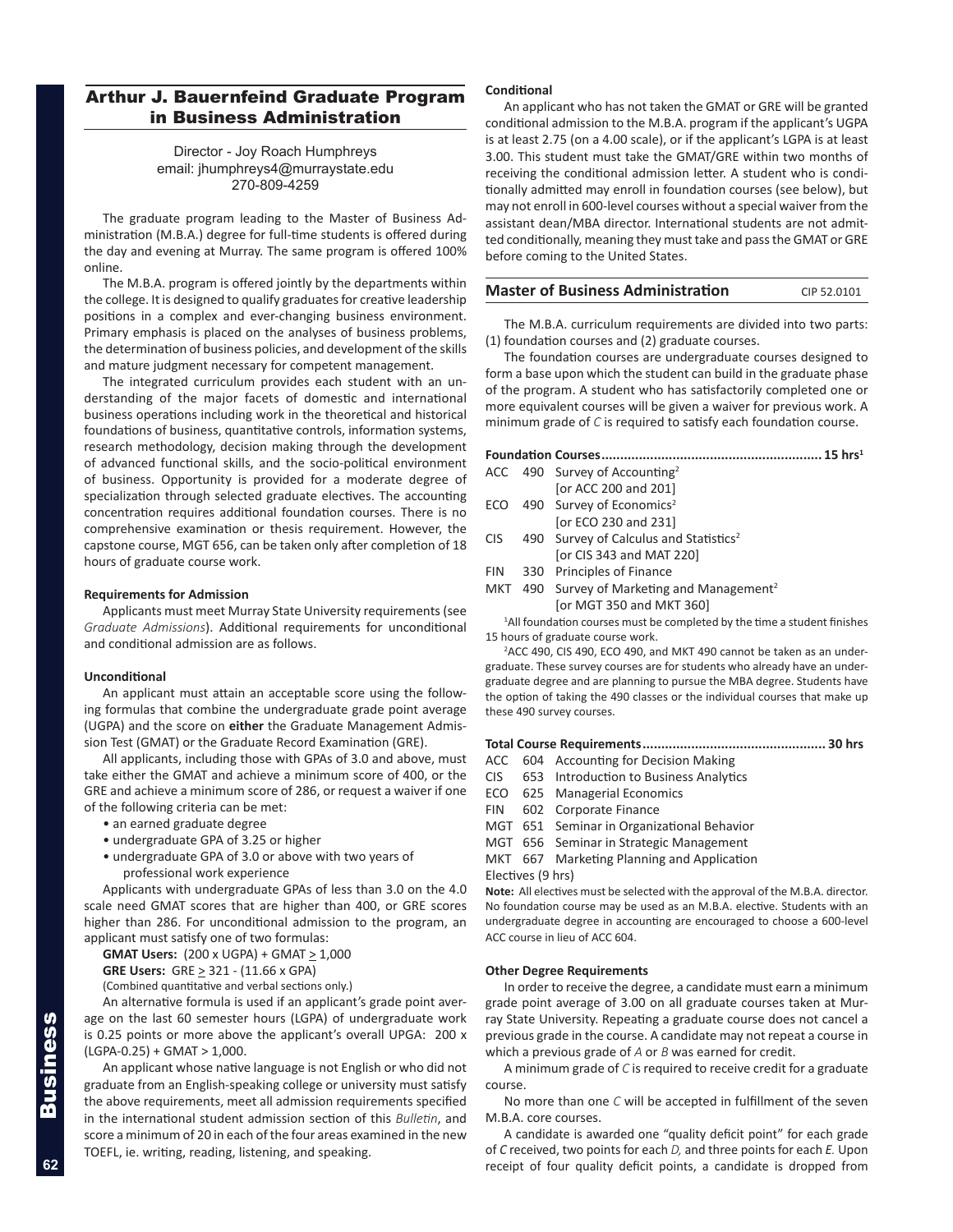## Arthur J. Bauernfeind Graduate Program in Business Administration

Director - Joy Roach Humphreys
email: jhumphreys4@murraystate.edu
270-809-4259

The graduate program leading to the Master of Business Administration (M.B.A.) degree for full-time students is offered during the day and evening at Murray. The same program is offered 100% online.

The M.B.A. program is offered jointly by the departments within the college. It is designed to qualify graduates for creative leadership positions in a complex and ever-changing business environment. Primary emphasis is placed on the analyses of business problems, the determination of business policies, and development of the skills and mature judgment necessary for competent management.

The integrated curriculum provides each student with an understanding of the major facets of domestic and international business operations including work in the theoretical and historical foundations of business, quantitative controls, information systems, research methodology, decision making through the development of advanced functional skills, and the socio-political environment of business. Opportunity is provided for a moderate degree of specialization through selected graduate electives. The accounting concentration requires additional foundation courses. There is no comprehensive examination or thesis requirement. However, the capstone course, MGT 656, can be taken only after completion of 18 hours of graduate course work.

**Requirements for Admission**

Applicants must meet Murray State University requirements (see *Graduate Admissions*). Additional requirements for unconditional and conditional admission are as follows.

**Unconditional**

An applicant must attain an acceptable score using the following formulas that combine the undergraduate grade point average (UGPA) and the score on **either** the Graduate Management Admission Test (GMAT) or the Graduate Record Examination (GRE).

All applicants, including those with GPAs of 3.0 and above, must take either the GMAT and achieve a minimum score of 400, or the GRE and achieve a minimum score of 286, or request a waiver if one of the following criteria can be met:

- an earned graduate degree
- undergraduate GPA of 3.25 or higher
- undergraduate GPA of 3.0 or above with two years of professional work experience

Applicants with undergraduate GPAs of less than 3.0 on the 4.0 scale need GMAT scores that are higher than 400, or GRE scores higher than 286. For unconditional admission to the program, an applicant must satisfy one of two formulas:

**GMAT Users:** (200 x UGPA) + GMAT ≥ 1,000

**GRE Users:** GRE ≥ 321 - (11.66 x GPA)

(Combined quantitative and verbal sections only.)

An alternative formula is used if an applicant's grade point average on the last 60 semester hours (LGPA) of undergraduate work is 0.25 points or more above the applicant's overall UPGA: 200 x (LGPA-0.25) + GMAT > 1,000.

An applicant whose native language is not English or who did not graduate from an English-speaking college or university must satisfy the above requirements, meet all admission requirements specified in the international student admission section of this *Bulletin*, and score a minimum of 20 in each of the four areas examined in the new TOEFL, ie. writing, reading, listening, and speaking.

**Conditional**

An applicant who has not taken the GMAT or GRE will be granted conditional admission to the M.B.A. program if the applicant's UGPA is at least 2.75 (on a 4.00 scale), or if the applicant's LGPA is at least 3.00. This student must take the GMAT/GRE within two months of receiving the conditional admission letter. A student who is conditionally admitted may enroll in foundation courses (see below), but may not enroll in 600-level courses without a special waiver from the assistant dean/MBA director. International students are not admitted conditionally, meaning they must take and pass the GMAT or GRE before coming to the United States.

### Master of Business Administration — CIP 52.0101

The M.B.A. curriculum requirements are divided into two parts: (1) foundation courses and (2) graduate courses.

The foundation courses are undergraduate courses designed to form a base upon which the student can build in the graduate phase of the program. A student who has satisfactorily completed one or more equivalent courses will be given a waiver for previous work. A minimum grade of *C* is required to satisfy each foundation course.

**Foundation Courses.......................................................... 15 hrs[1]**

ACC 490 Survey of Accounting[2]
  [or ACC 200 and 201]
ECO 490 Survey of Economics[2]
  [or ECO 230 and 231]
CIS 490 Survey of Calculus and Statistics[2]
  [or CIS 343 and MAT 220]
FIN 330 Principles of Finance
MKT 490 Survey of Marketing and Management[2]
  [or MGT 350 and MKT 360]

[1]All foundation courses must be completed by the time a student finishes 15 hours of graduate course work.

[2]ACC 490, CIS 490, ECO 490, and MKT 490 cannot be taken as an undergraduate. These survey courses are for students who already have an undergraduate degree and are planning to pursue the MBA degree. Students have the option of taking the 490 classes or the individual courses that make up these 490 survey courses.

**Total Course Requirements................................................ 30 hrs**

ACC 604 Accounting for Decision Making
CIS 653 Introduction to Business Analytics
ECO 625 Managerial Economics
FIN 602 Corporate Finance
MGT 651 Seminar in Organizational Behavior
MGT 656 Seminar in Strategic Management
MKT 667 Marketing Planning and Application
Electives (9 hrs)

**Note:** All electives must be selected with the approval of the M.B.A. director. No foundation course may be used as an M.B.A. elective. Students with an undergraduate degree in accounting are encouraged to choose a 600-level ACC course in lieu of ACC 604.

**Other Degree Requirements**

In order to receive the degree, a candidate must earn a minimum grade point average of 3.00 on all graduate courses taken at Murray State University. Repeating a graduate course does not cancel a previous grade in the course. A candidate may not repeat a course in which a previous grade of *A* or *B* was earned for credit.

A minimum grade of *C* is required to receive credit for a graduate course.

No more than one *C* will be accepted in fulfillment of the seven M.B.A. core courses.

A candidate is awarded one "quality deficit point" for each grade of *C* received, two points for each *D,* and three points for each *E.* Upon receipt of four quality deficit points, a candidate is dropped from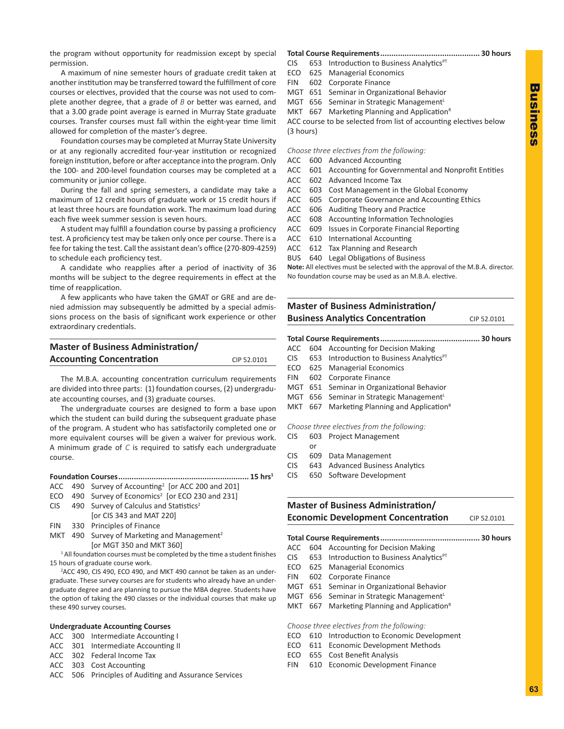the program without opportunity for readmission except by special permission.

A maximum of nine semester hours of graduate credit taken at another institution may be transferred toward the fulfillment of core courses or electives, provided that the course was not used to complete another degree, that a grade of *B* or better was earned, and that a 3.00 grade point average is earned in Murray State graduate courses. Transfer courses must fall within the eight-year time limit allowed for completion of the master's degree.

Foundation courses may be completed at Murray State University or at any regionally accredited four-year institution or recognized foreign institution, before or after acceptance into the program. Only the 100- and 200-level foundation courses may be completed at a community or junior college.

During the fall and spring semesters, a candidate may take a maximum of 12 credit hours of graduate work or 15 credit hours if at least three hours are foundation work. The maximum load during each five week summer session is seven hours.

A student may fulfill a foundation course by passing a proficiency test. A proficiency test may be taken only once per course. There is a fee for taking the test. Call the assistant dean's office (270-809-4259) to schedule each proficiency test.

A candidate who reapplies after a period of inactivity of 36 months will be subject to the degree requirements in effect at the time of reapplication.

A few applicants who have taken the GMAT or GRE and are denied admission may subsequently be admitted by a special admissions process on the basis of significant work experience or other extraordinary credentials.

## Master of Business Administration/ Accounting Concentration

CIP 52.0101

The M.B.A. accounting concentration curriculum requirements are divided into three parts: (1) foundation courses, (2) undergraduate accounting courses, and (3) graduate courses.

The undergraduate courses are designed to form a base upon which the student can build during the subsequent graduate phase of the program. A student who has satisfactorily completed one or more equivalent courses will be given a waiver for previous work. A minimum grade of *C* is required to satisfy each undergraduate course.

**Foundation Courses............................................................ 15 hrs[1]**

ACC 490 Survey of Accounting[2] [or ACC 200 and 201]
ECO 490 Survey of Economics[2] [or ECO 230 and 231]
CIS 490 Survey of Calculus and Statistics[2] [or CIS 343 and MAT 220]
FIN 330 Principles of Finance
MKT 490 Survey of Marketing and Management[2] [or MGT 350 and MKT 360]

[1] All foundation courses must be completed by the time a student finishes 15 hours of graduate course work.

[2] ACC 490, CIS 490, ECO 490, and MKT 490 cannot be taken as an undergraduate. These survey courses are for students who already have an undergraduate degree and are planning to pursue the MBA degree. Students have the option of taking the 490 classes or the individual courses that make up these 490 survey courses.

**Undergraduate Accounting Courses**

ACC 300 Intermediate Accounting I
ACC 301 Intermediate Accounting II
ACC 302 Federal Income Tax
ACC 303 Cost Accounting
ACC 506 Principles of Auditing and Assurance Services

**Total Course Requirements............................................ 30 hours**

CIS 653 Introduction to Business Analytics[PT]
ECO 625 Managerial Economics
FIN 602 Corporate Finance
MGT 651 Seminar in Organizational Behavior
MGT 656 Seminar in Strategic Management[L]
MKT 667 Marketing Planning and Application[R]
ACC course to be selected from list of accounting electives below (3 hours)

*Choose three electives from the following:*

ACC 600 Advanced Accounting
ACC 601 Accounting for Governmental and Nonprofit Entities
ACC 602 Advanced Income Tax
ACC 603 Cost Management in the Global Economy
ACC 605 Corporate Governance and Accounting Ethics
ACC 606 Auditing Theory and Practice
ACC 608 Accounting Information Technologies
ACC 609 Issues in Corporate Financial Reporting
ACC 610 International Accounting
ACC 612 Tax Planning and Research
BUS 640 Legal Obligations of Business

**Note:** All electives must be selected with the approval of the M.B.A. director. No foundation course may be used as an M.B.A. elective.

## Master of Business Administration/ Business Analytics Concentration

CIP 52.0101

**Total Course Requirements............................................ 30 hours**

ACC 604 Accounting for Decision Making
CIS 653 Introduction to Business Analytics[PT]
ECO 625 Managerial Economics
FIN 602 Corporate Finance
MGT 651 Seminar in Organizational Behavior
MGT 656 Seminar in Strategic Management[L]
MKT 667 Marketing Planning and Application[R]

*Choose three electives from the following:*

CIS 603 Project Management
or
CIS 609 Data Management
CIS 643 Advanced Business Analytics
CIS 650 Software Development

## Master of Business Administration/ Economic Development Concentration

CIP 52.0101

**Total Course Requirements............................................ 30 hours**

ACC 604 Accounting for Decision Making
CIS 653 Introduction to Business Analytics[PT]
ECO 625 Managerial Economics
FIN 602 Corporate Finance
MGT 651 Seminar in Organizational Behavior
MGT 656 Seminar in Strategic Management[L]
MKT 667 Marketing Planning and Application[R]

*Choose three electives from the following:*

ECO 610 Introduction to Economic Development
ECO 611 Economic Development Methods
ECO 655 Cost Benefit Analysis
FIN 610 Economic Development Finance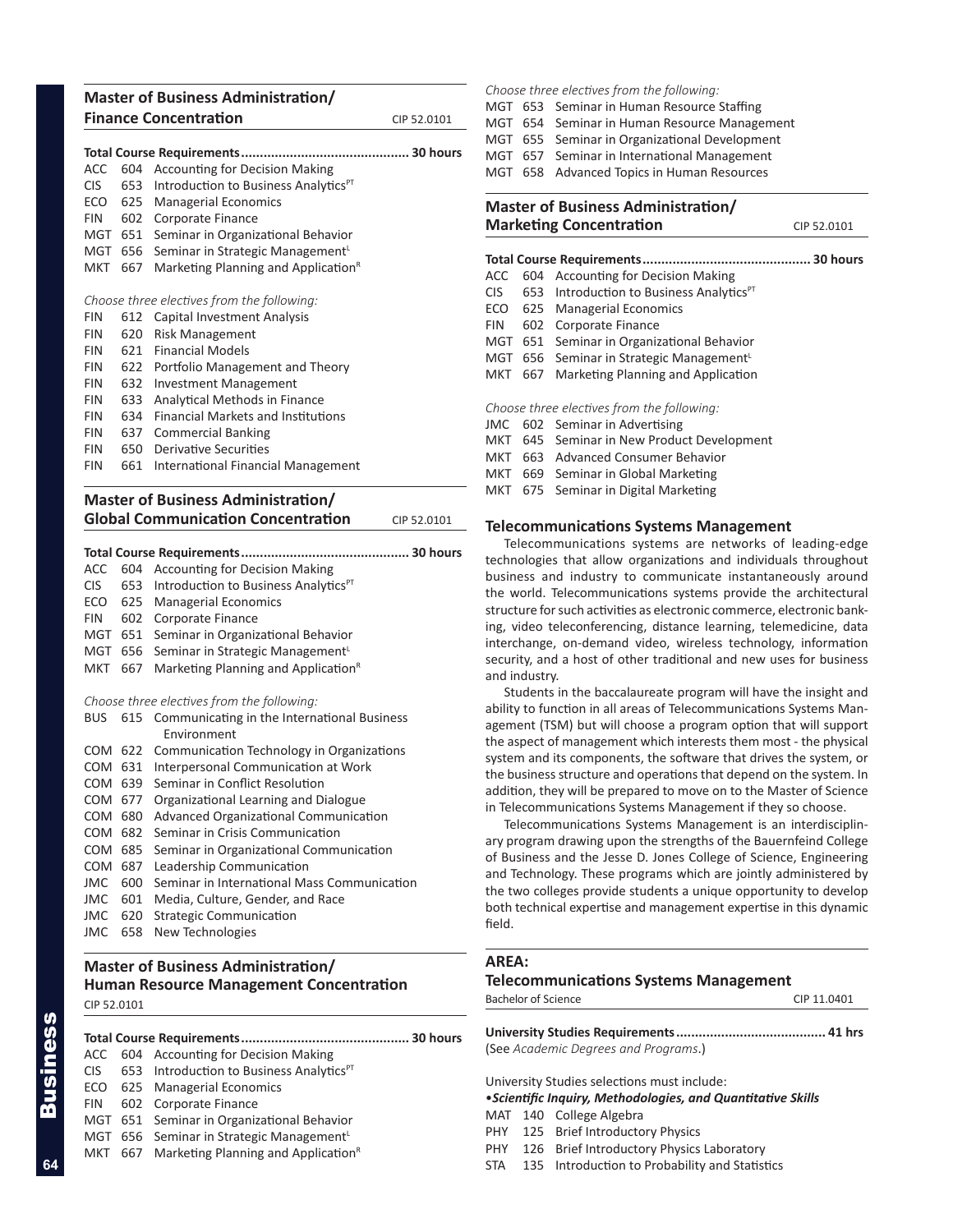## Master of Business Administration/ Finance Concentration

CIP 52.0101

**Total Course Requirements............................................ 30 hours**

ACC 604 Accounting for Decision Making
CIS 653 Introduction to Business Analytics[PT]
ECO 625 Managerial Economics
FIN 602 Corporate Finance
MGT 651 Seminar in Organizational Behavior
MGT 656 Seminar in Strategic Management[L]
MKT 667 Marketing Planning and Application[R]

*Choose three electives from the following:*

FIN 612 Capital Investment Analysis
FIN 620 Risk Management
FIN 621 Financial Models
FIN 622 Portfolio Management and Theory
FIN 632 Investment Management
FIN 633 Analytical Methods in Finance
FIN 634 Financial Markets and Institutions
FIN 637 Commercial Banking
FIN 650 Derivative Securities
FIN 661 International Financial Management

## Master of Business Administration/ Global Communication Concentration

CIP 52.0101

**Total Course Requirements............................................ 30 hours**

ACC 604 Accounting for Decision Making
CIS 653 Introduction to Business Analytics[PT]
ECO 625 Managerial Economics
FIN 602 Corporate Finance
MGT 651 Seminar in Organizational Behavior
MGT 656 Seminar in Strategic Management[L]
MKT 667 Marketing Planning and Application[R]

*Choose three electives from the following:*

BUS 615 Communicating in the International Business Environment
COM 622 Communication Technology in Organizations
COM 631 Interpersonal Communication at Work
COM 639 Seminar in Conflict Resolution
COM 677 Organizational Learning and Dialogue
COM 680 Advanced Organizational Communication
COM 682 Seminar in Crisis Communication
COM 685 Seminar in Organizational Communication
COM 687 Leadership Communication
JMC 600 Seminar in International Mass Communication
JMC 601 Media, Culture, Gender, and Race
JMC 620 Strategic Communication
JMC 658 New Technologies

## Master of Business Administration/ Human Resource Management Concentration

CIP 52.0101

**Total Course Requirements............................................ 30 hours**

ACC 604 Accounting for Decision Making
CIS 653 Introduction to Business Analytics[PT]
ECO 625 Managerial Economics
FIN 602 Corporate Finance
MGT 651 Seminar in Organizational Behavior
MGT 656 Seminar in Strategic Management[L]
MKT 667 Marketing Planning and Application[R]

*Choose three electives from the following:*

MGT 653 Seminar in Human Resource Staffing
MGT 654 Seminar in Human Resource Management
MGT 655 Seminar in Organizational Development
MGT 657 Seminar in International Management
MGT 658 Advanced Topics in Human Resources

## Master of Business Administration/ Marketing Concentration

CIP 52.0101

**Total Course Requirements............................................ 30 hours**

ACC 604 Accounting for Decision Making
CIS 653 Introduction to Business Analytics[PT]
ECO 625 Managerial Economics
FIN 602 Corporate Finance
MGT 651 Seminar in Organizational Behavior
MGT 656 Seminar in Strategic Management[L]
MKT 667 Marketing Planning and Application

*Choose three electives from the following:*

JMC 602 Seminar in Advertising
MKT 645 Seminar in New Product Development
MKT 663 Advanced Consumer Behavior
MKT 669 Seminar in Global Marketing
MKT 675 Seminar in Digital Marketing

### Telecommunications Systems Management

Telecommunications systems are networks of leading-edge technologies that allow organizations and individuals throughout business and industry to communicate instantaneously around the world. Telecommunications systems provide the architectural structure for such activities as electronic commerce, electronic banking, video teleconferencing, distance learning, telemedicine, data interchange, on-demand video, wireless technology, information security, and a host of other traditional and new uses for business and industry.

Students in the baccalaureate program will have the insight and ability to function in all areas of Telecommunications Systems Management (TSM) but will choose a program option that will support the aspect of management which interests them most - the physical system and its components, the software that drives the system, or the business structure and operations that depend on the system. In addition, they will be prepared to move on to the Master of Science in Telecommunications Systems Management if they so choose.

Telecommunications Systems Management is an interdisciplinary program drawing upon the strengths of the Bauernfeind College of Business and the Jesse D. Jones College of Science, Engineering and Technology. These programs which are jointly administered by the two colleges provide students a unique opportunity to develop both technical expertise and management expertise in this dynamic field.

## AREA: Telecommunications Systems Management

Bachelor of Science — CIP 11.0401

**University Studies Requirements........................................ 41 hrs**

(See *Academic Degrees and Programs*.)

University Studies selections must include:

• ***Scientific Inquiry, Methodologies, and Quantitative Skills***

MAT 140 College Algebra
PHY 125 Brief Introductory Physics
PHY 126 Brief Introductory Physics Laboratory
STA 135 Introduction to Probability and Statistics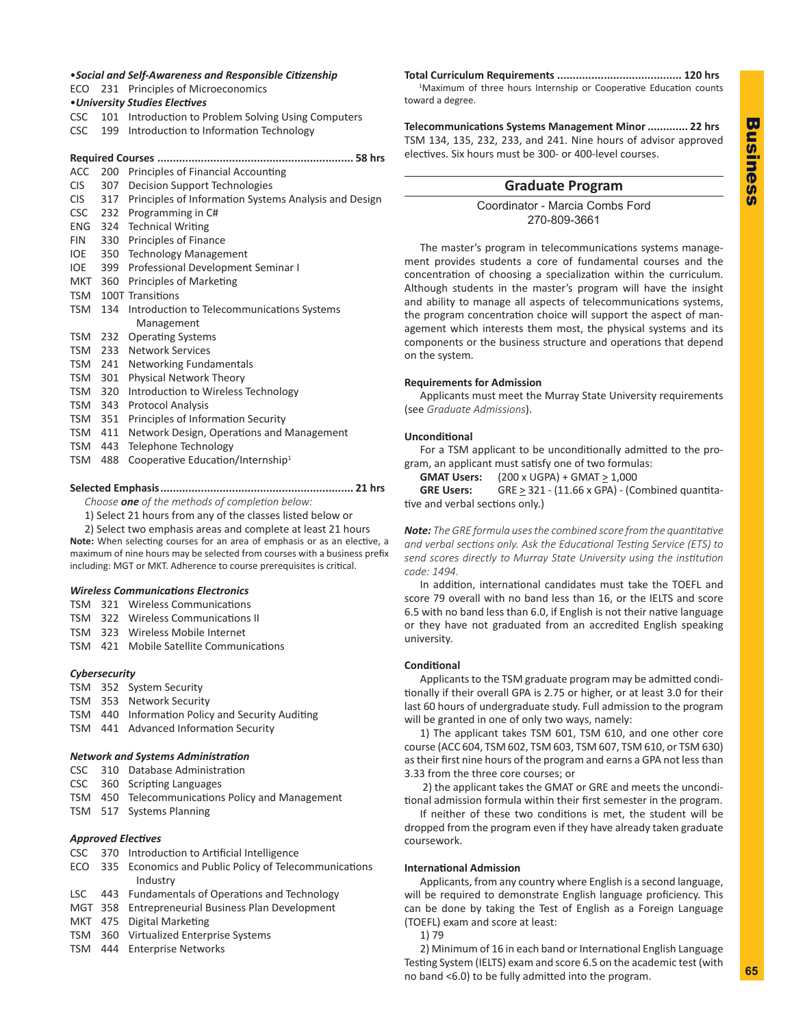**•*Social and Self-Awareness and Responsible Citizenship***

ECO 231 Principles of Microeconomics

**•*University Studies Electives***

CSC 101 Introduction to Problem Solving Using Computers
CSC 199 Introduction to Information Technology

**Required Courses ............................................................ 58 hrs**

ACC 200 Principles of Financial Accounting
CIS 307 Decision Support Technologies
CIS 317 Principles of Information Systems Analysis and Design
CSC 232 Programming in C#
ENG 324 Technical Writing
FIN 330 Principles of Finance
IOE 350 Technology Management
IOE 399 Professional Development Seminar I
MKT 360 Principles of Marketing
TSM 100T Transitions
TSM 134 Introduction to Telecommunications Systems Management
TSM 232 Operating Systems
TSM 233 Network Services
TSM 241 Networking Fundamentals
TSM 301 Physical Network Theory
TSM 320 Introduction to Wireless Technology
TSM 343 Protocol Analysis
TSM 351 Principles of Information Security
TSM 411 Network Design, Operations and Management
TSM 443 Telephone Technology
TSM 488 Cooperative Education/Internship[1]

**Selected Emphasis............................................................ 21 hrs**

*Choose **one** of the methods of completion below:*

1) Select 21 hours from any of the classes listed below or

2) Select two emphasis areas and complete at least 21 hours

**Note:** When selecting courses for an area of emphasis or as an elective, a maximum of nine hours may be selected from courses with a business prefix including: MGT or MKT. Adherence to course prerequisites is critical.

***Wireless Communications Electronics***

TSM 321 Wireless Communications
TSM 322 Wireless Communications II
TSM 323 Wireless Mobile Internet
TSM 421 Mobile Satellite Communications

***Cybersecurity***

TSM 352 System Security
TSM 353 Network Security
TSM 440 Information Policy and Security Auditing
TSM 441 Advanced Information Security

***Network and Systems Administration***

CSC 310 Database Administration
CSC 360 Scripting Languages
TSM 450 Telecommunications Policy and Management
TSM 517 Systems Planning

***Approved Electives***

CSC 370 Introduction to Artificial Intelligence
ECO 335 Economics and Public Policy of Telecommunications Industry
LSC 443 Fundamentals of Operations and Technology
MGT 358 Entrepreneurial Business Plan Development
MKT 475 Digital Marketing
TSM 360 Virtualized Enterprise Systems
TSM 444 Enterprise Networks

**Total Curriculum Requirements ....................................... 120 hrs**

[1]Maximum of three hours Internship or Cooperative Education counts toward a degree.

**Telecommunications Systems Management Minor ............. 22 hrs**

TSM 134, 135, 232, 233, and 241. Nine hours of advisor approved electives. Six hours must be 300- or 400-level courses.

## Graduate Program

Coordinator - Marcia Combs Ford
270-809-3661

The master's program in telecommunications systems management provides students a core of fundamental courses and the concentration of choosing a specialization within the curriculum. Although students in the master's program will have the insight and ability to manage all aspects of telecommunications systems, the program concentration choice will support the aspect of management which interests them most, the physical systems and its components or the business structure and operations that depend on the system.

**Requirements for Admission**

Applicants must meet the Murray State University requirements (see *Graduate Admissions*).

**Unconditional**

For a TSM applicant to be unconditionally admitted to the program, an applicant must satisfy one of two formulas:

**GMAT Users:** (200 x UGPA) + GMAT $\geq$ 1,000

**GRE Users:** GRE $\geq$ 321 - (11.66 x GPA) - (Combined quantitative and verbal sections only.)

***Note:*** *The GRE formula uses the combined score from the quantitative and verbal sections only. Ask the Educational Testing Service (ETS) to send scores directly to Murray State University using the institution code: 1494.*

In addition, international candidates must take the TOEFL and score 79 overall with no band less than 16, or the IELTS and score 6.5 with no band less than 6.0, if English is not their native language or they have not graduated from an accredited English speaking university.

**Conditional**

Applicants to the TSM graduate program may be admitted conditionally if their overall GPA is 2.75 or higher, or at least 3.0 for their last 60 hours of undergraduate study. Full admission to the program will be granted in one of only two ways, namely:

1) The applicant takes TSM 601, TSM 610, and one other core course (ACC 604, TSM 602, TSM 603, TSM 607, TSM 610, or TSM 630) as their first nine hours of the program and earns a GPA not less than 3.33 from the three core courses; or

2) the applicant takes the GMAT or GRE and meets the unconditional admission formula within their first semester in the program.

If neither of these two conditions is met, the student will be dropped from the program even if they have already taken graduate coursework.

**International Admission**

Applicants, from any country where English is a second language, will be required to demonstrate English language proficiency. This can be done by taking the Test of English as a Foreign Language (TOEFL) exam and score at least:

1) 79

2) Minimum of 16 in each band or International English Language Testing System (IELTS) exam and score 6.5 on the academic test (with no band <6.0) to be fully admitted into the program.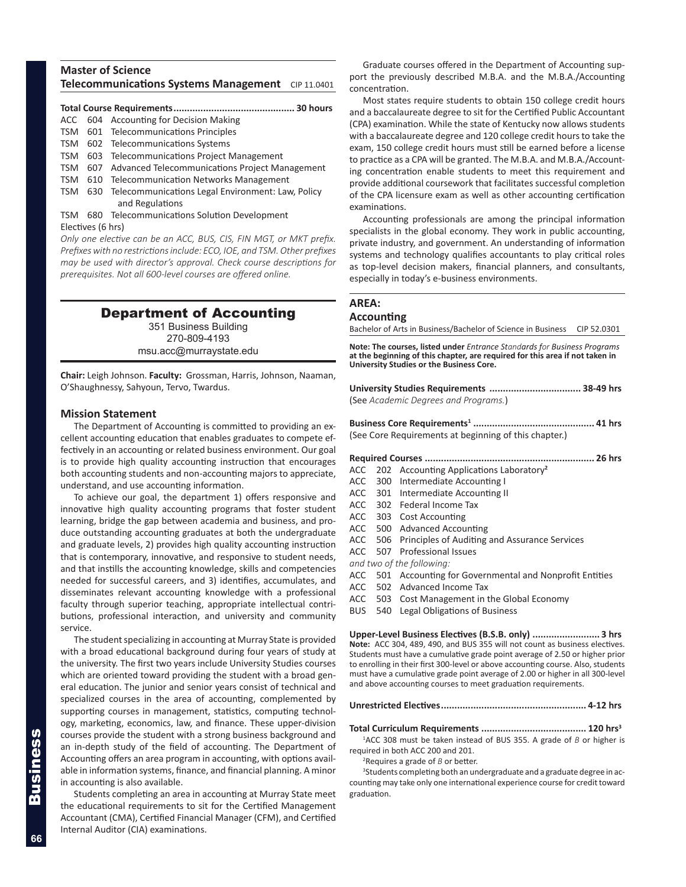## Master of Science
## Telecommunications Systems Management CIP 11.0401

**Total Course Requirements............................................ 30 hours**

- ACC 604 Accounting for Decision Making
- TSM 601 Telecommunications Principles
- TSM 602 Telecommunications Systems
- TSM 603 Telecommunications Project Management
- TSM 607 Advanced Telecommunications Project Management
- TSM 610 Telecommunication Networks Management
- TSM 630 Telecommunications Legal Environment: Law, Policy and Regulations
- TSM 680 Telecommunications Solution Development

Electives (6 hrs)

*Only one elective can be an ACC, BUS, CIS, FIN MGT, or MKT prefix. Prefixes with no restrictions include: ECO, IOE, and TSM. Other prefixes may be used with director's approval. Check course descriptions for prerequisites. Not all 600-level courses are offered online.*

# Department of Accounting

351 Business Building
270-809-4193
msu.acc@murraystate.edu

**Chair:** Leigh Johnson. **Faculty:** Grossman, Harris, Johnson, Naaman, O'Shaughnessy, Sahyoun, Tervo, Twardus.

### Mission Statement

The Department of Accounting is committed to providing an excellent accounting education that enables graduates to compete effectively in an accounting or related business environment. Our goal is to provide high quality accounting instruction that encourages both accounting students and non-accounting majors to appreciate, understand, and use accounting information.

To achieve our goal, the department 1) offers responsive and innovative high quality accounting programs that foster student learning, bridge the gap between academia and business, and produce outstanding accounting graduates at both the undergraduate and graduate levels, 2) provides high quality accounting instruction that is contemporary, innovative, and responsive to student needs, and that instills the accounting knowledge, skills and competencies needed for successful careers, and 3) identifies, accumulates, and disseminates relevant accounting knowledge with a professional faculty through superior teaching, appropriate intellectual contributions, professional interaction, and university and community service.

The student specializing in accounting at Murray State is provided with a broad educational background during four years of study at the university. The first two years include University Studies courses which are oriented toward providing the student with a broad general education. The junior and senior years consist of technical and specialized courses in the area of accounting, complemented by supporting courses in management, statistics, computing technology, marketing, economics, law, and finance. These upper-division courses provide the student with a strong business background and an in-depth study of the field of accounting. The Department of Accounting offers an area program in accounting, with options available in information systems, finance, and financial planning. A minor in accounting is also available.

Students completing an area in accounting at Murray State meet the educational requirements to sit for the Certified Management Accountant (CMA), Certified Financial Manager (CFM), and Certified Internal Auditor (CIA) examinations.

Graduate courses offered in the Department of Accounting support the previously described M.B.A. and the M.B.A./Accounting concentration.

Most states require students to obtain 150 college credit hours and a baccalaureate degree to sit for the Certified Public Accountant (CPA) examination. While the state of Kentucky now allows students with a baccalaureate degree and 120 college credit hours to take the exam, 150 college credit hours must still be earned before a license to practice as a CPA will be granted. The M.B.A. and M.B.A./Accounting concentration enable students to meet this requirement and provide additional coursework that facilitates successful completion of the CPA licensure exam as well as other accounting certification examinations.

Accounting professionals are among the principal information specialists in the global economy. They work in public accounting, private industry, and government. An understanding of information systems and technology qualifies accountants to play critical roles as top-level decision makers, financial planners, and consultants, especially in today's e-business environments.

## AREA:
## Accounting

Bachelor of Arts in Business/Bachelor of Science in Business CIP 52.0301

**Note: The courses, listed under** ***Entrance Standards for Business Programs*** **at the beginning of this chapter, are required for this area if not taken in University Studies or the Business Core.**

**University Studies Requirements ................................. 38-49 hrs**
(See *Academic Degrees and Programs.*)

**Business Core Requirements[1] ............................................ 41 hrs**
(See Core Requirements at beginning of this chapter.)

**Required Courses .............................................................. 26 hrs**

- ACC 202 Accounting Applications Laboratory[2]
- ACC 300 Intermediate Accounting I
- ACC 301 Intermediate Accounting II
- ACC 302 Federal Income Tax
- ACC 303 Cost Accounting
- ACC 500 Advanced Accounting
- ACC 506 Principles of Auditing and Assurance Services
- ACC 507 Professional Issues

*and two of the following:*

- ACC 501 Accounting for Governmental and Nonprofit Entities
- ACC 502 Advanced Income Tax
- ACC 503 Cost Management in the Global Economy
- BUS 540 Legal Obligations of Business

**Upper-Level Business Electives (B.S.B. only) ......................... 3 hrs**
**Note:** ACC 304, 489, 490, and BUS 355 will not count as business electives. Students must have a cumulative grade point average of 2.50 or higher prior to enrolling in their first 300-level or above accounting course. Also, students must have a cumulative grade point average of 2.00 or higher in all 300-level and above accounting courses to meet graduation requirements.

**Unrestricted Electives..................................................... 4-12 hrs**

**Total Curriculum Requirements ...................................... 120 hrs[3]**

[1]ACC 308 must be taken instead of BUS 355. A grade of *B* or higher is required in both ACC 200 and 201.

[2]Requires a grade of *B* or better.

[3]Students completing both an undergraduate and a graduate degree in accounting may take only one international experience course for credit toward graduation.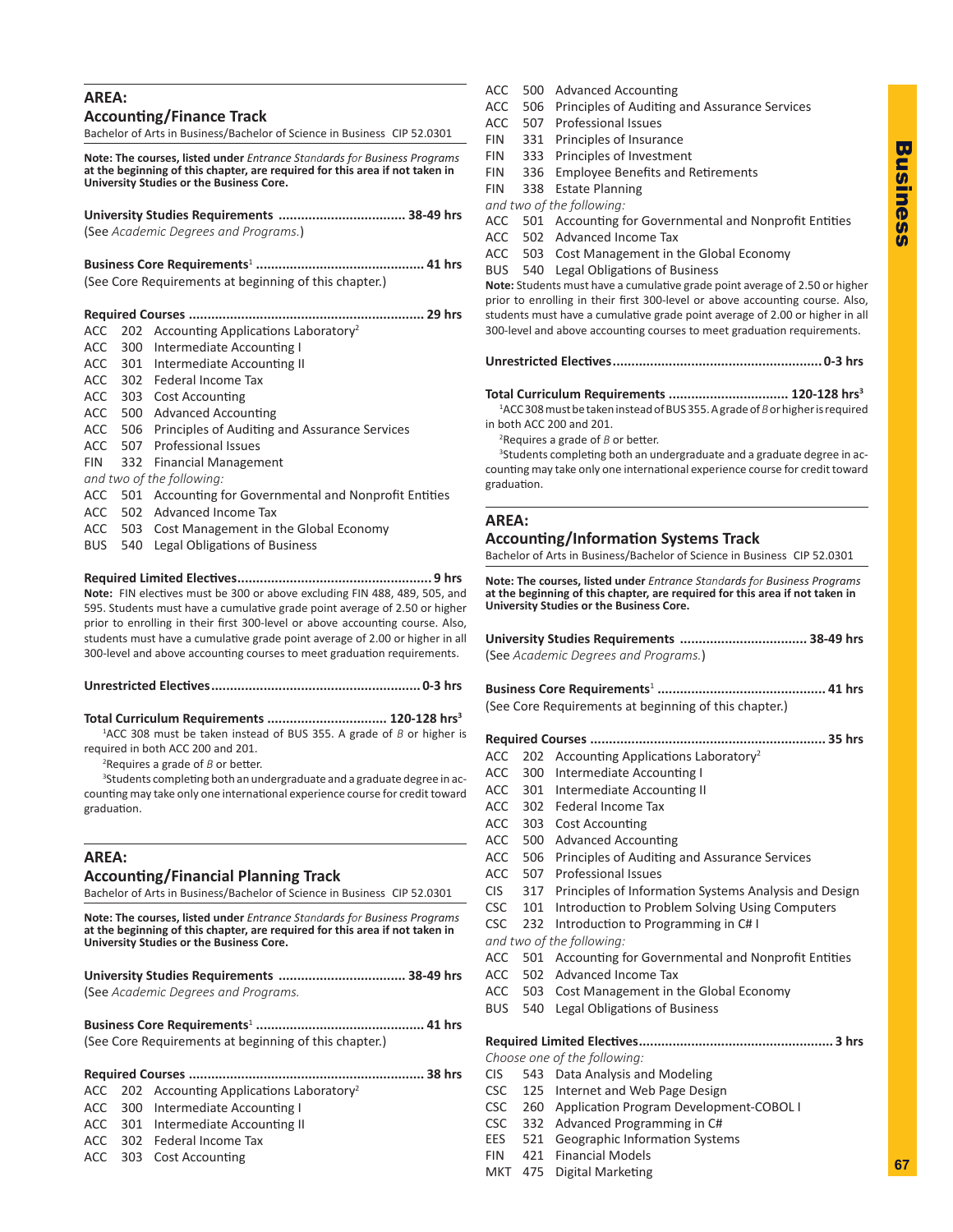## AREA:

### Accounting/Finance Track

Bachelor of Arts in Business/Bachelor of Science in Business CIP 52.0301

**Note: The courses, listed under *Entrance Standards for Business Programs* at the beginning of this chapter, are required for this area if not taken in University Studies or the Business Core.**

**University Studies Requirements .................................. 38-49 hrs**
(See *Academic Degrees and Programs.*)

**Business Core Requirements**[1] **............................................ 41 hrs**
(See Core Requirements at beginning of this chapter.)

**Required Courses .............................................................. 29 hrs**

ACC 202 Accounting Applications Laboratory[2]
ACC 300 Intermediate Accounting I
ACC 301 Intermediate Accounting II
ACC 302 Federal Income Tax
ACC 303 Cost Accounting
ACC 500 Advanced Accounting
ACC 506 Principles of Auditing and Assurance Services
ACC 507 Professional Issues
FIN 332 Financial Management

*and two of the following:*

ACC 501 Accounting for Governmental and Nonprofit Entities
ACC 502 Advanced Income Tax
ACC 503 Cost Management in the Global Economy
BUS 540 Legal Obligations of Business

**Required Limited Electives................................................... 9 hrs**

**Note:** FIN electives must be 300 or above excluding FIN 488, 489, 505, and 595. Students must have a cumulative grade point average of 2.50 or higher prior to enrolling in their first 300-level or above accounting course. Also, students must have a cumulative grade point average of 2.00 or higher in all 300-level and above accounting courses to meet graduation requirements.

**Unrestricted Electives....................................................... 0-3 hrs**

**Total Curriculum Requirements ................................ 120-128 hrs**[3]

[1]ACC 308 must be taken instead of BUS 355. A grade of *B* or higher is required in both ACC 200 and 201.

[2]Requires a grade of *B* or better.

[3]Students completing both an undergraduate and a graduate degree in accounting may take only one international experience course for credit toward graduation.

## AREA:

### Accounting/Financial Planning Track

Bachelor of Arts in Business/Bachelor of Science in Business CIP 52.0301

**Note: The courses, listed under *Entrance Standards for Business Programs* at the beginning of this chapter, are required for this area if not taken in University Studies or the Business Core.**

**University Studies Requirements .................................. 38-49 hrs**
(See *Academic Degrees and Programs.*

**Business Core Requirements**[1] **............................................ 41 hrs**
(See Core Requirements at beginning of this chapter.)

**Required Courses .............................................................. 38 hrs**

ACC 202 Accounting Applications Laboratory[2]
ACC 300 Intermediate Accounting I
ACC 301 Intermediate Accounting II
ACC 302 Federal Income Tax
ACC 303 Cost Accounting
ACC 500 Advanced Accounting
ACC 506 Principles of Auditing and Assurance Services
ACC 507 Professional Issues
FIN 331 Principles of Insurance
FIN 333 Principles of Investment
FIN 336 Employee Benefits and Retirements
FIN 338 Estate Planning

*and two of the following:*

ACC 501 Accounting for Governmental and Nonprofit Entities
ACC 502 Advanced Income Tax
ACC 503 Cost Management in the Global Economy
BUS 540 Legal Obligations of Business

**Note:** Students must have a cumulative grade point average of 2.50 or higher prior to enrolling in their first 300-level or above accounting course. Also, students must have a cumulative grade point average of 2.00 or higher in all 300-level and above accounting courses to meet graduation requirements.

**Unrestricted Electives....................................................... 0-3 hrs**

**Total Curriculum Requirements ................................ 120-128 hrs**[3]

[1]ACC 308 must be taken instead of BUS 355. A grade of *B* or higher is required in both ACC 200 and 201.

[2]Requires a grade of *B* or better.

[3]Students completing both an undergraduate and a graduate degree in accounting may take only one international experience course for credit toward graduation.

## AREA:

### Accounting/Information Systems Track

Bachelor of Arts in Business/Bachelor of Science in Business CIP 52.0301

**Note: The courses, listed under *Entrance Standards for Business Programs* at the beginning of this chapter, are required for this area if not taken in University Studies or the Business Core.**

**University Studies Requirements .................................. 38-49 hrs**
(See *Academic Degrees and Programs.*)

**Business Core Requirements**[1] **............................................ 41 hrs**
(See Core Requirements at beginning of this chapter.)

**Required Courses .............................................................. 35 hrs**

ACC 202 Accounting Applications Laboratory[2]
ACC 300 Intermediate Accounting I
ACC 301 Intermediate Accounting II
ACC 302 Federal Income Tax
ACC 303 Cost Accounting
ACC 500 Advanced Accounting
ACC 506 Principles of Auditing and Assurance Services
ACC 507 Professional Issues
CIS 317 Principles of Information Systems Analysis and Design
CSC 101 Introduction to Problem Solving Using Computers
CSC 232 Introduction to Programming in C# I

*and two of the following:*

ACC 501 Accounting for Governmental and Nonprofit Entities
ACC 502 Advanced Income Tax
ACC 503 Cost Management in the Global Economy
BUS 540 Legal Obligations of Business

**Required Limited Electives................................................... 3 hrs**

*Choose one of the following:*

CIS 543 Data Analysis and Modeling
CSC 125 Internet and Web Page Design
CSC 260 Application Program Development-COBOL I
CSC 332 Advanced Programming in C#
EES 521 Geographic Information Systems
FIN 421 Financial Models
MKT 475 Digital Marketing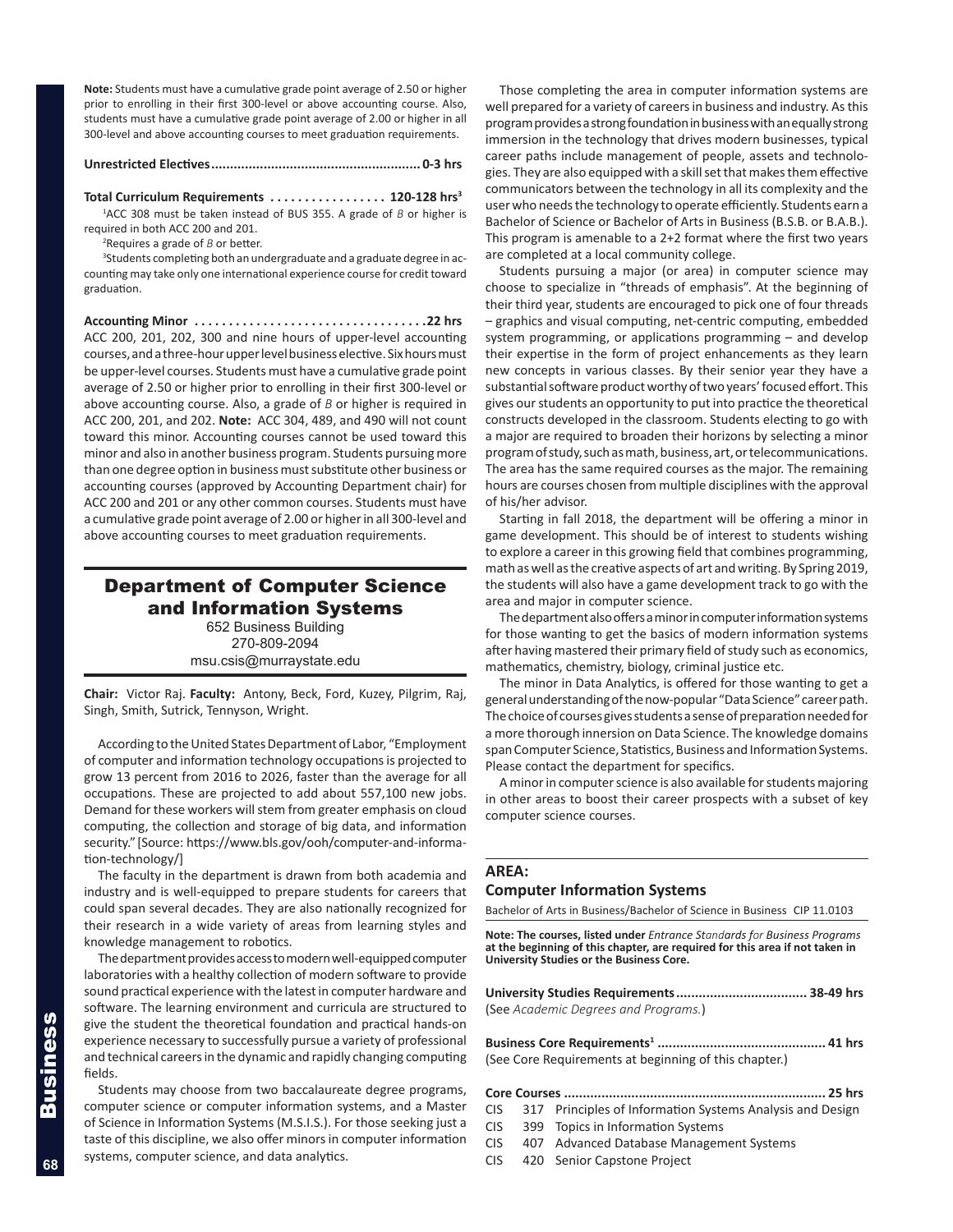**Note:** Students must have a cumulative grade point average of 2.50 or higher prior to enrolling in their first 300-level or above accounting course. Also, students must have a cumulative grade point average of 2.00 or higher in all 300-level and above accounting courses to meet graduation requirements.

**Unrestricted Electives....................................................... 0-3 hrs**

**Total Curriculum Requirements ................. 120-128 hrs[3]**

[1]ACC 308 must be taken instead of BUS 355. A grade of *B* or higher is required in both ACC 200 and 201.

[2]Requires a grade of *B* or better.

[3]Students completing both an undergraduate and a graduate degree in accounting may take only one international experience course for credit toward graduation.

**Accounting Minor ..................................22 hrs**
ACC 200, 201, 202, 300 and nine hours of upper-level accounting courses, and a three-hour upper level business elective. Six hours must be upper-level courses. Students must have a cumulative grade point average of 2.50 or higher prior to enrolling in their first 300-level or above accounting course. Also, a grade of *B* or higher is required in ACC 200, 201, and 202. **Note:** ACC 304, 489, and 490 will not count toward this minor. Accounting courses cannot be used toward this minor and also in another business program. Students pursuing more than one degree option in business must substitute other business or accounting courses (approved by Accounting Department chair) for ACC 200 and 201 or any other common courses. Students must have a cumulative grade point average of 2.00 or higher in all 300-level and above accounting courses to meet graduation requirements.

## Department of Computer Science and Information Systems

652 Business Building
270-809-2094
msu.csis@murraystate.edu

**Chair:** Victor Raj. **Faculty:** Antony, Beck, Ford, Kuzey, Pilgrim, Raj, Singh, Smith, Sutrick, Tennyson, Wright.

According to the United States Department of Labor, "Employment of computer and information technology occupations is projected to grow 13 percent from 2016 to 2026, faster than the average for all occupations. These are projected to add about 557,100 new jobs. Demand for these workers will stem from greater emphasis on cloud computing, the collection and storage of big data, and information security." [Source: https://www.bls.gov/ooh/computer-and-information-technology/]

The faculty in the department is drawn from both academia and industry and is well-equipped to prepare students for careers that could span several decades. They are also nationally recognized for their research in a wide variety of areas from learning styles and knowledge management to robotics.

The department provides access to modern well-equipped computer laboratories with a healthy collection of modern software to provide sound practical experience with the latest in computer hardware and software. The learning environment and curricula are structured to give the student the theoretical foundation and practical hands-on experience necessary to successfully pursue a variety of professional and technical careers in the dynamic and rapidly changing computing fields.

Students may choose from two baccalaureate degree programs, computer science or computer information systems, and a Master of Science in Information Systems (M.S.I.S.). For those seeking just a taste of this discipline, we also offer minors in computer information systems, computer science, and data analytics.

Those completing the area in computer information systems are well prepared for a variety of careers in business and industry. As this program provides a strong foundation in business with an equally strong immersion in the technology that drives modern businesses, typical career paths include management of people, assets and technologies. They are also equipped with a skill set that makes them effective communicators between the technology in all its complexity and the user who needs the technology to operate efficiently. Students earn a Bachelor of Science or Bachelor of Arts in Business (B.S.B. or B.A.B.). This program is amenable to a 2+2 format where the first two years are completed at a local community college.

Students pursuing a major (or area) in computer science may choose to specialize in "threads of emphasis". At the beginning of their third year, students are encouraged to pick one of four threads – graphics and visual computing, net-centric computing, embedded system programming, or applications programming – and develop their expertise in the form of project enhancements as they learn new concepts in various classes. By their senior year they have a substantial software product worthy of two years' focused effort. This gives our students an opportunity to put into practice the theoretical constructs developed in the classroom. Students electing to go with a major are required to broaden their horizons by selecting a minor program of study, such as math, business, art, or telecommunications. The area has the same required courses as the major. The remaining hours are courses chosen from multiple disciplines with the approval of his/her advisor.

Starting in fall 2018, the department will be offering a minor in game development. This should be of interest to students wishing to explore a career in this growing field that combines programming, math as well as the creative aspects of art and writing. By Spring 2019, the students will also have a game development track to go with the area and major in computer science.

The department also offers a minor in computer information systems for those wanting to get the basics of modern information systems after having mastered their primary field of study such as economics, mathematics, chemistry, biology, criminal justice etc.

The minor in Data Analytics, is offered for those wanting to get a general understanding of the now-popular "Data Science" career path. The choice of courses gives students a sense of preparation needed for a more thorough innersion on Data Science. The knowledge domains span Computer Science, Statistics, Business and Information Systems. Please contact the department for specifics.

A minor in computer science is also available for students majoring in other areas to boost their career prospects with a subset of key computer science courses.

### AREA:
### Computer Information Systems

Bachelor of Arts in Business/Bachelor of Science in Business CIP 11.0103

**Note: The courses, listed under *Entrance Standards for Business Programs* at the beginning of this chapter, are required for this area if not taken in University Studies or the Business Core.**

**University Studies Requirements.................................. 38-49 hrs**
(See *Academic Degrees and Programs.*)

**Business Core Requirements[1] ............................................ 41 hrs**
(See Core Requirements at beginning of this chapter.)

**Core Courses .................................................................... 25 hrs**

- CIS 317 Principles of Information Systems Analysis and Design
- CIS 399 Topics in Information Systems
- CIS 407 Advanced Database Management Systems
- CIS 420 Senior Capstone Project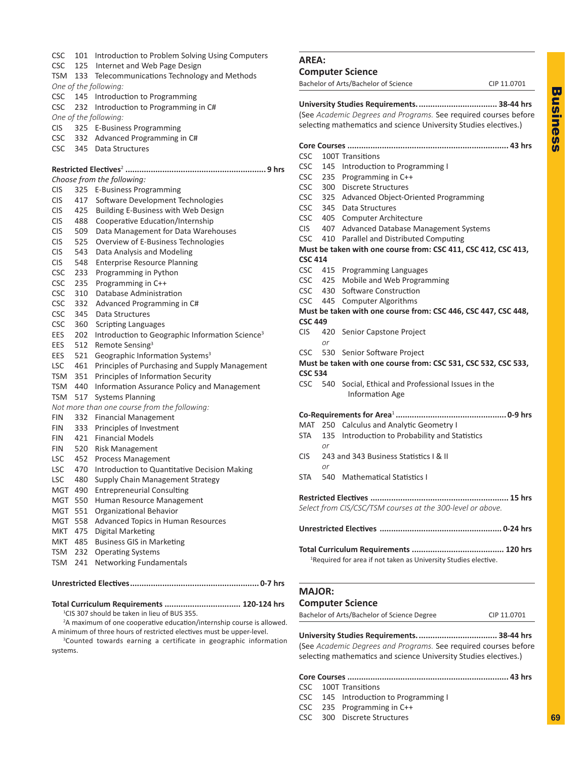CSC 101 Introduction to Problem Solving Using Computers
CSC 125 Internet and Web Page Design
TSM 133 Telecommunications Technology and Methods

*One of the following:*

CSC 145 Introduction to Programming
CSC 232 Introduction to Programming in C#

*One of the following:*

CIS 325 E-Business Programming
CSC 332 Advanced Programming in C#
CSC 345 Data Structures

**Restricted Electives[2] ............................................................ 9 hrs**

*Choose from the following:*

CIS 325 E-Business Programming
CIS 417 Software Development Technologies
CIS 425 Building E-Business with Web Design
CIS 488 Cooperative Education/Internship
CIS 509 Data Management for Data Warehouses
CIS 525 Overview of E-Business Technologies
CIS 543 Data Analysis and Modeling
CIS 548 Enterprise Resource Planning
CSC 233 Programming in Python
CSC 235 Programming in C++
CSC 310 Database Administration
CSC 332 Advanced Programming in C#
CSC 345 Data Structures
CSC 360 Scripting Languages
EES 202 Introduction to Geographic Information Science[3]
EES 512 Remote Sensing[3]
EES 521 Geographic Information Systems[3]
LSC 461 Principles of Purchasing and Supply Management
TSM 351 Principles of Information Security
TSM 440 Information Assurance Policy and Management
TSM 517 Systems Planning

*Not more than one course from the following:*

FIN 332 Financial Management
FIN 333 Principles of Investment
FIN 421 Financial Models
FIN 520 Risk Management
LSC 452 Process Management
LSC 470 Introduction to Quantitative Decision Making
LSC 480 Supply Chain Management Strategy
MGT 490 Entrepreneurial Consulting
MGT 550 Human Resource Management
MGT 551 Organizational Behavior
MGT 558 Advanced Topics in Human Resources
MKT 475 Digital Marketing
MKT 485 Business GIS in Marketing
TSM 232 Operating Systems
TSM 241 Networking Fundamentals

**Unrestricted Electives....................................................... 0-7 hrs**

**Total Curriculum Requirements ................................ 120-124 hrs**

[1]CIS 307 should be taken in lieu of BUS 355.
[2]A maximum of one cooperative education/internship course is allowed. A minimum of three hours of restricted electives must be upper-level.
[3]Counted towards earning a certificate in geographic information systems.

## AREA: Computer Science

Bachelor of Arts/Bachelor of Science — CIP 11.0701

**University Studies Requirements. ................................. 38-44 hrs**

(See *Academic Degrees and Programs.* See required courses before selecting mathematics and science University Studies electives.)

**Core Courses ..................................................................... 43 hrs**

CSC 100T Transitions
CSC 145 Introduction to Programming I
CSC 235 Programming in C++
CSC 300 Discrete Structures
CSC 325 Advanced Object-Oriented Programming
CSC 345 Data Structures
CSC 405 Computer Architecture
CIS 407 Advanced Database Management Systems
CSC 410 Parallel and Distributed Computing

**Must be taken with one course from: CSC 411, CSC 412, CSC 413, CSC 414**

CSC 415 Programming Languages
CSC 425 Mobile and Web Programming
CSC 430 Software Construction
CSC 445 Computer Algorithms

**Must be taken with one course from: CSC 446, CSC 447, CSC 448, CSC 449**

CIS 420 Senior Capstone Project
*or*
CSC 530 Senior Software Project

**Must be taken with one course from: CSC 531, CSC 532, CSC 533, CSC 534**

CSC 540 Social, Ethical and Professional Issues in the Information Age

**Co-Requirements for Area[1] ................................................ 0-9 hrs**

MAT 250 Calculus and Analytic Geometry I
STA 135 Introduction to Probability and Statistics
*or*
CIS 243 and 343 Business Statistics I & II
*or*
STA 540 Mathematical Statistics I

**Restricted Electives ........................................................... 15 hrs**

*Select from CIS/CSC/TSM courses at the 300-level or above.*

**Unrestricted Electives .................................................... 0-24 hrs**

**Total Curriculum Requirements ....................................... 120 hrs**

[1]Required for area if not taken as University Studies elective.

## MAJOR: Computer Science

Bachelor of Arts/Bachelor of Science Degree — CIP 11.0701

**University Studies Requirements. ................................. 38-44 hrs**

(See *Academic Degrees and Programs.* See required courses before selecting mathematics and science University Studies electives.)

**Core Courses ..................................................................... 43 hrs**

CSC 100T Transitions
CSC 145 Introduction to Programming I
CSC 235 Programming in C++
CSC 300 Discrete Structures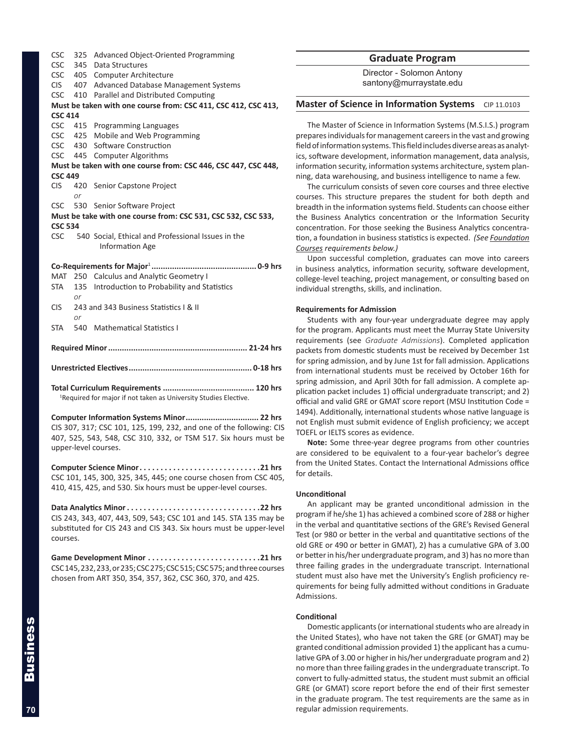CSC 325 Advanced Object-Oriented Programming
CSC 345 Data Structures
CSC 405 Computer Architecture
CIS 407 Advanced Database Management Systems
CSC 410 Parallel and Distributed Computing
**Must be taken with one course from: CSC 411, CSC 412, CSC 413, CSC 414**
CSC 415 Programming Languages
CSC 425 Mobile and Web Programming
CSC 430 Software Construction
CSC 445 Computer Algorithms
**Must be taken with one course from: CSC 446, CSC 447, CSC 448, CSC 449**
CIS 420 Senior Capstone Project
*or*
CSC 530 Senior Software Project
**Must be take with one course from: CSC 531, CSC 532, CSC 533, CSC 534**
CSC 540 Social, Ethical and Professional Issues in the Information Age

**Co-Requirements for Major**[1] **............................................. 0-9 hrs**
MAT 250 Calculus and Analytic Geometry I
STA 135 Introduction to Probability and Statistics
*or*
CIS 243 and 343 Business Statistics I & II
*or*
STA 540 Mathematical Statistics I

**Required Minor ............................................................ 21-24 hrs**

**Unrestricted Electives..................................................... 0-18 hrs**

**Total Curriculum Requirements ....................................... 120 hrs**
[1]Required for major if not taken as University Studies Elective.

**Computer Information Systems Minor............................... 22 hrs**
CIS 307, 317; CSC 101, 125, 199, 232, and one of the following: CIS 407, 525, 543, 548, CSC 310, 332, or TSM 517. Six hours must be upper-level courses.

**Computer Science Minor . . . . . . . . . . . . . . . . . . . . . . . . . . . . .21 hrs**
CSC 101, 145, 300, 325, 345, 445; one course chosen from CSC 405, 410, 415, 425, and 530. Six hours must be upper-level courses.

**Data Analytics Minor . . . . . . . . . . . . . . . . . . . . . . . . . . . . . . . .22 hrs**
CIS 243, 343, 407, 443, 509, 543; CSC 101 and 145. STA 135 may be substituted for CIS 243 and CIS 343. Six hours must be upper-level courses.

**Game Development Minor . . . . . . . . . . . . . . . . . . . . . . . . . . .21 hrs**
CSC 145, 232, 233, or 235; CSC 275; CSC 515; CSC 575; and three courses chosen from ART 350, 354, 357, 362, CSC 360, 370, and 425.

## Graduate Program

Director - Solomon Antony
santony@murraystate.edu

### Master of Science in Information Systems CIP 11.0103

The Master of Science in Information Systems (M.S.I.S.) program prepares individuals for management careers in the vast and growing field of information systems. This field includes diverse areas as analytics, software development, information management, data analysis, information security, information systems architecture, system planning, data warehousing, and business intelligence to name a few.

The curriculum consists of seven core courses and three elective courses. This structure prepares the student for both depth and breadth in the information systems field. Students can choose either the Business Analytics concentration or the Information Security concentration. For those seeking the Business Analytics concentration, a foundation in business statistics is expected. *(See Foundation Courses requirements below.)*

Upon successful completion, graduates can move into careers in business analytics, information security, software development, college-level teaching, project management, or consulting based on individual strengths, skills, and inclination.

**Requirements for Admission**

Students with any four-year undergraduate degree may apply for the program. Applicants must meet the Murray State University requirements (see *Graduate Admissions*). Completed application packets from domestic students must be received by December 1st for spring admission, and by June 1st for fall admission. Applications from international students must be received by October 16th for spring admission, and April 30th for fall admission. A complete application packet includes 1) official undergraduate transcript; and 2) official and valid GRE or GMAT score report (MSU Institution Code = 1494). Additionally, international students whose native language is not English must submit evidence of English proficiency; we accept TOEFL or IELTS scores as evidence.

**Note:** Some three-year degree programs from other countries are considered to be equivalent to a four-year bachelor's degree from the United States. Contact the International Admissions office for details.

**Unconditional**

An applicant may be granted unconditional admission in the program if he/she 1) has achieved a combined score of 288 or higher in the verbal and quantitative sections of the GRE's Revised General Test (or 980 or better in the verbal and quantitative sections of the old GRE or 490 or better in GMAT), 2) has a cumulative GPA of 3.00 or better in his/her undergraduate program, and 3) has no more than three failing grades in the undergraduate transcript. International student must also have met the University's English proficiency requirements for being fully admitted without conditions in Graduate Admissions.

**Conditional**

Domestic applicants (or international students who are already in the United States), who have not taken the GRE (or GMAT) may be granted conditional admission provided 1) the applicant has a cumulative GPA of 3.00 or higher in his/her undergraduate program and 2) no more than three failing grades in the undergraduate transcript. To convert to fully-admitted status, the student must submit an official GRE (or GMAT) score report before the end of their first semester in the graduate program. The test requirements are the same as in regular admission requirements.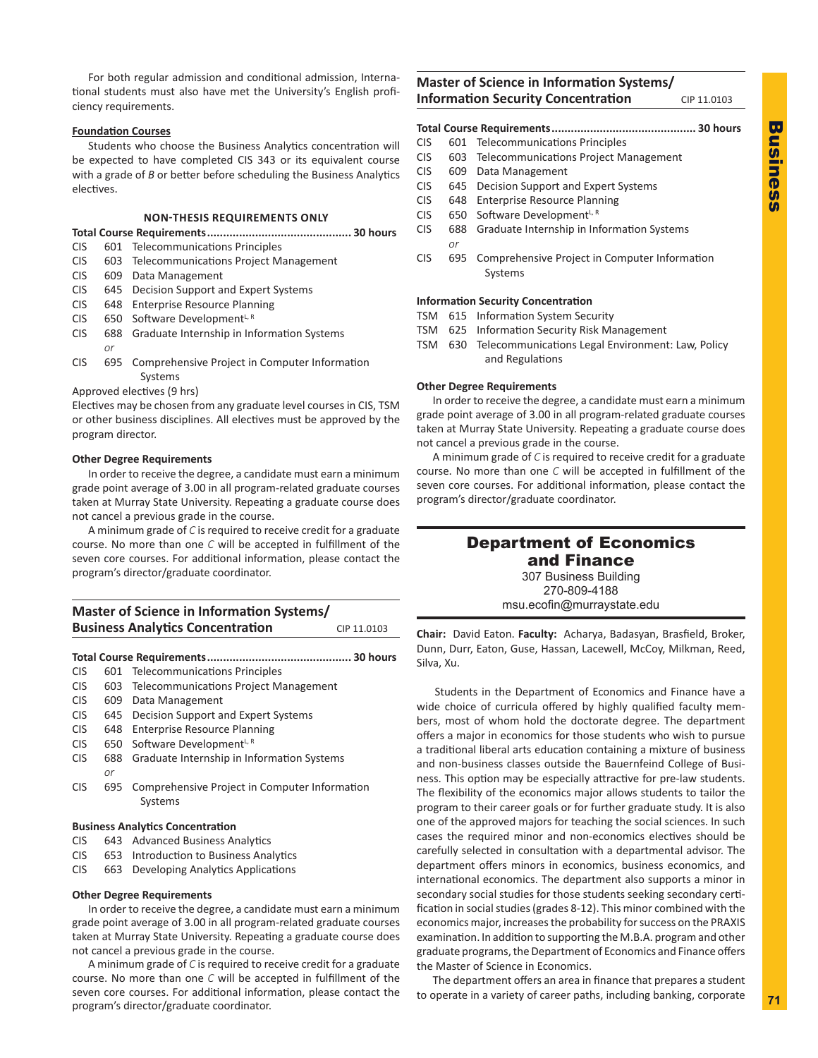For both regular admission and conditional admission, International students must also have met the University's English proficiency requirements.

**Foundation Courses**

Students who choose the Business Analytics concentration will be expected to have completed CIS 343 or its equivalent course with a grade of *B* or better before scheduling the Business Analytics electives.

**NON-THESIS REQUIREMENTS ONLY**

**Total Course Requirements............................................ 30 hours**

CIS 601 Telecommunications Principles
CIS 603 Telecommunications Project Management
CIS 609 Data Management
CIS 645 Decision Support and Expert Systems
CIS 648 Enterprise Resource Planning
CIS 650 Software Development[L, R]
CIS 688 Graduate Internship in Information Systems
*or*
CIS 695 Comprehensive Project in Computer Information Systems

Approved electives (9 hrs)

Electives may be chosen from any graduate level courses in CIS, TSM or other business disciplines. All electives must be approved by the program director.

**Other Degree Requirements**

In order to receive the degree, a candidate must earn a minimum grade point average of 3.00 in all program-related graduate courses taken at Murray State University. Repeating a graduate course does not cancel a previous grade in the course.

A minimum grade of *C* is required to receive credit for a graduate course. No more than one *C* will be accepted in fulfillment of the seven core courses. For additional information, please contact the program's director/graduate coordinator.

## Master of Science in Information Systems/ Business Analytics Concentration

CIP 11.0103

**Total Course Requirements............................................ 30 hours**

CIS 601 Telecommunications Principles
CIS 603 Telecommunications Project Management
CIS 609 Data Management
CIS 645 Decision Support and Expert Systems
CIS 648 Enterprise Resource Planning
CIS 650 Software Development[L, R]
CIS 688 Graduate Internship in Information Systems
*or*
CIS 695 Comprehensive Project in Computer Information Systems

**Business Analytics Concentration**

CIS 643 Advanced Business Analytics
CIS 653 Introduction to Business Analytics
CIS 663 Developing Analytics Applications

**Other Degree Requirements**

In order to receive the degree, a candidate must earn a minimum grade point average of 3.00 in all program-related graduate courses taken at Murray State University. Repeating a graduate course does not cancel a previous grade in the course.

A minimum grade of *C* is required to receive credit for a graduate course. No more than one *C* will be accepted in fulfillment of the seven core courses. For additional information, please contact the program's director/graduate coordinator.

## Master of Science in Information Systems/ Information Security Concentration

CIP 11.0103

**Total Course Requirements............................................ 30 hours**

CIS 601 Telecommunications Principles
CIS 603 Telecommunications Project Management
CIS 609 Data Management
CIS 645 Decision Support and Expert Systems
CIS 648 Enterprise Resource Planning
CIS 650 Software Development[L, R]
CIS 688 Graduate Internship in Information Systems
*or*
CIS 695 Comprehensive Project in Computer Information Systems

**Information Security Concentration**

TSM 615 Information System Security
TSM 625 Information Security Risk Management
TSM 630 Telecommunications Legal Environment: Law, Policy and Regulations

**Other Degree Requirements**

In order to receive the degree, a candidate must earn a minimum grade point average of 3.00 in all program-related graduate courses taken at Murray State University. Repeating a graduate course does not cancel a previous grade in the course.

A minimum grade of *C* is required to receive credit for a graduate course. No more than one *C* will be accepted in fulfillment of the seven core courses. For additional information, please contact the program's director/graduate coordinator.

# Department of Economics and Finance

307 Business Building
270-809-4188
msu.ecofin@murraystate.edu

**Chair:** David Eaton. **Faculty:** Acharya, Badasyan, Brasfield, Broker, Dunn, Durr, Eaton, Guse, Hassan, Lacewell, McCoy, Milkman, Reed, Silva, Xu.

Students in the Department of Economics and Finance have a wide choice of curricula offered by highly qualified faculty members, most of whom hold the doctorate degree. The department offers a major in economics for those students who wish to pursue a traditional liberal arts education containing a mixture of business and non-business classes outside the Bauernfeind College of Business. This option may be especially attractive for pre-law students. The flexibility of the economics major allows students to tailor the program to their career goals or for further graduate study. It is also one of the approved majors for teaching the social sciences. In such cases the required minor and non-economics electives should be carefully selected in consultation with a departmental advisor. The department offers minors in economics, business economics, and international economics. The department also supports a minor in secondary social studies for those students seeking secondary certification in social studies (grades 8-12). This minor combined with the economics major, increases the probability for success on the PRAXIS examination. In addition to supporting the M.B.A. program and other graduate programs, the Department of Economics and Finance offers the Master of Science in Economics.

The department offers an area in finance that prepares a student to operate in a variety of career paths, including banking, corporate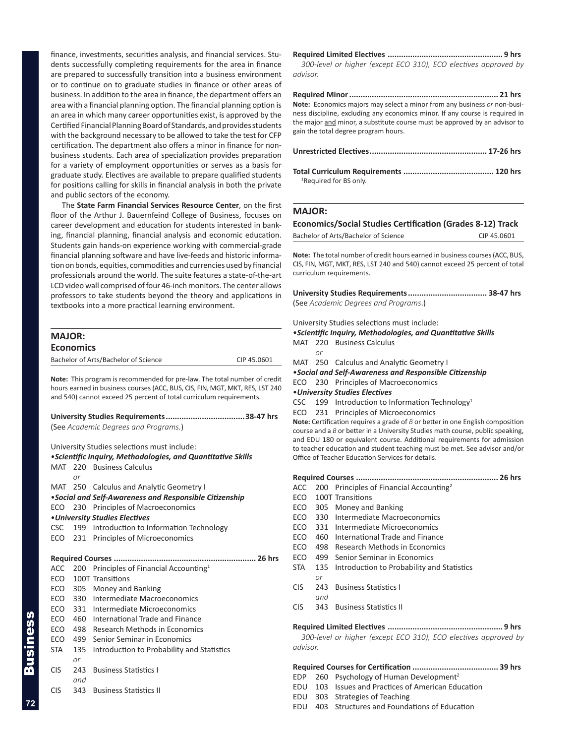finance, investments, securities analysis, and financial services. Students successfully completing requirements for the area in finance are prepared to successfully transition into a business environment or to continue on to graduate studies in finance or other areas of business. In addition to the area in finance, the department offers an area with a financial planning option. The financial planning option is an area in which many career opportunities exist, is approved by the Certified Financial Planning Board of Standards, and provides students with the background necessary to be allowed to take the test for CFP certification. The department also offers a minor in finance for non-business students. Each area of specialization provides preparation for a variety of employment opportunities or serves as a basis for graduate study. Electives are available to prepare qualified students for positions calling for skills in financial analysis in both the private and public sectors of the economy.

The **State Farm Financial Services Resource Center**, on the first floor of the Arthur J. Bauernfeind College of Business, focuses on career development and education for students interested in banking, financial planning, financial analysis and economic education. Students gain hands-on experience working with commercial-grade financial planning software and have live-feeds and historic information on bonds, equities, commodities and currencies used by financial professionals around the world. The suite features a state-of-the-art LCD video wall comprised of four 46-inch monitors. The center allows professors to take students beyond the theory and applications in textbooks into a more practical learning environment.

## MAJOR:
### Economics

Bachelor of Arts/Bachelor of Science — CIP 45.0601

**Note:** This program is recommended for pre-law. The total number of credit hours earned in business courses (ACC, BUS, CIS, FIN, MGT, MKT, RES, LST 240 and 540) cannot exceed 25 percent of total curriculum requirements.

**University Studies Requirements .................................. 38-47 hrs**
(See *Academic Degrees and Programs.*)

University Studies selections must include:

•***Scientific Inquiry, Methodologies, and Quantitative Skills***
MAT 220 Business Calculus
*or*
MAT 250 Calculus and Analytic Geometry I

•***Social and Self-Awareness and Responsible Citizenship***
ECO 230 Principles of Macroeconomics

•***University Studies Electives***
CSC 199 Introduction to Information Technology
ECO 231 Principles of Microeconomics

**Required Courses ............................................................. 26 hrs**
ACC 200 Principles of Financial Accounting[1]
ECO 100T Transitions
ECO 305 Money and Banking
ECO 330 Intermediate Macroeconomics
ECO 331 Intermediate Microeconomics
ECO 460 International Trade and Finance
ECO 498 Research Methods in Economics
ECO 499 Senior Seminar in Economics
STA 135 Introduction to Probability and Statistics
*or*
CIS 243 Business Statistics I
*and*
CIS 343 Business Statistics II

**Required Limited Electives .................................................. 9 hrs**
*300-level or higher (except ECO 310), ECO electives approved by advisor.*

**Required Minor ................................................................. 21 hrs**
**Note:** Economics majors may select a minor from any business *or* non-business discipline, excluding any economics minor. If any course is required in the major and minor, a substitute course must be approved by an advisor to gain the total degree program hours.

**Unrestricted Electives................................................... 17-26 hrs**

**Total Curriculum Requirements ....................................... 120 hrs**
[1]Required for BS only.

## MAJOR:
### Economics/Social Studies Certification (Grades 8-12) Track

Bachelor of Arts/Bachelor of Science — CIP 45.0601

**Note:** The total number of credit hours earned in business courses (ACC, BUS, CIS, FIN, MGT, MKT, RES, LST 240 and 540) cannot exceed 25 percent of total curriculum requirements.

**University Studies Requirements .................................. 38-47 hrs**
(See *Academic Degrees and Programs*.)

University Studies selections must include:

•***Scientific Inquiry, Methodologies, and Quantitative Skills***
MAT 220 Business Calculus
*or*
MAT 250 Calculus and Analytic Geometry I

•***Social and Self-Awareness and Responsible Citizenship***
ECO 230 Principles of Macroeconomics

•***University Studies Electives***
CSC 199 Introduction to Information Technology[1]
ECO 231 Principles of Microeconomics

**Note:** Certification requires a grade of *B* or better in one English composition course and a *B* or better in a University Studies math course, public speaking, and EDU 180 or equivalent course. Additional requirements for admission to teacher education and student teaching must be met. See advisor and/or Office of Teacher Education Services for details.

**Required Courses ............................................................. 26 hrs**
ACC 200 Principles of Financial Accounting[2]
ECO 100T Transitions
ECO 305 Money and Banking
ECO 330 Intermediate Macroeconomics
ECO 331 Intermediate Microeconomics
ECO 460 International Trade and Finance
ECO 498 Research Methods in Economics
ECO 499 Senior Seminar in Economics
STA 135 Introduction to Probability and Statistics
*or*
CIS 243 Business Statistics I
*and*
CIS 343 Business Statistics II

**Required Limited Electives .................................................. 9 hrs**
*300-level or higher (except ECO 310), ECO electives approved by advisor.*

**Required Courses for Certification ..................................... 39 hrs**
EDP 260 Psychology of Human Development[2]
EDU 103 Issues and Practices of American Education
EDU 303 Strategies of Teaching
EDU 403 Structures and Foundations of Education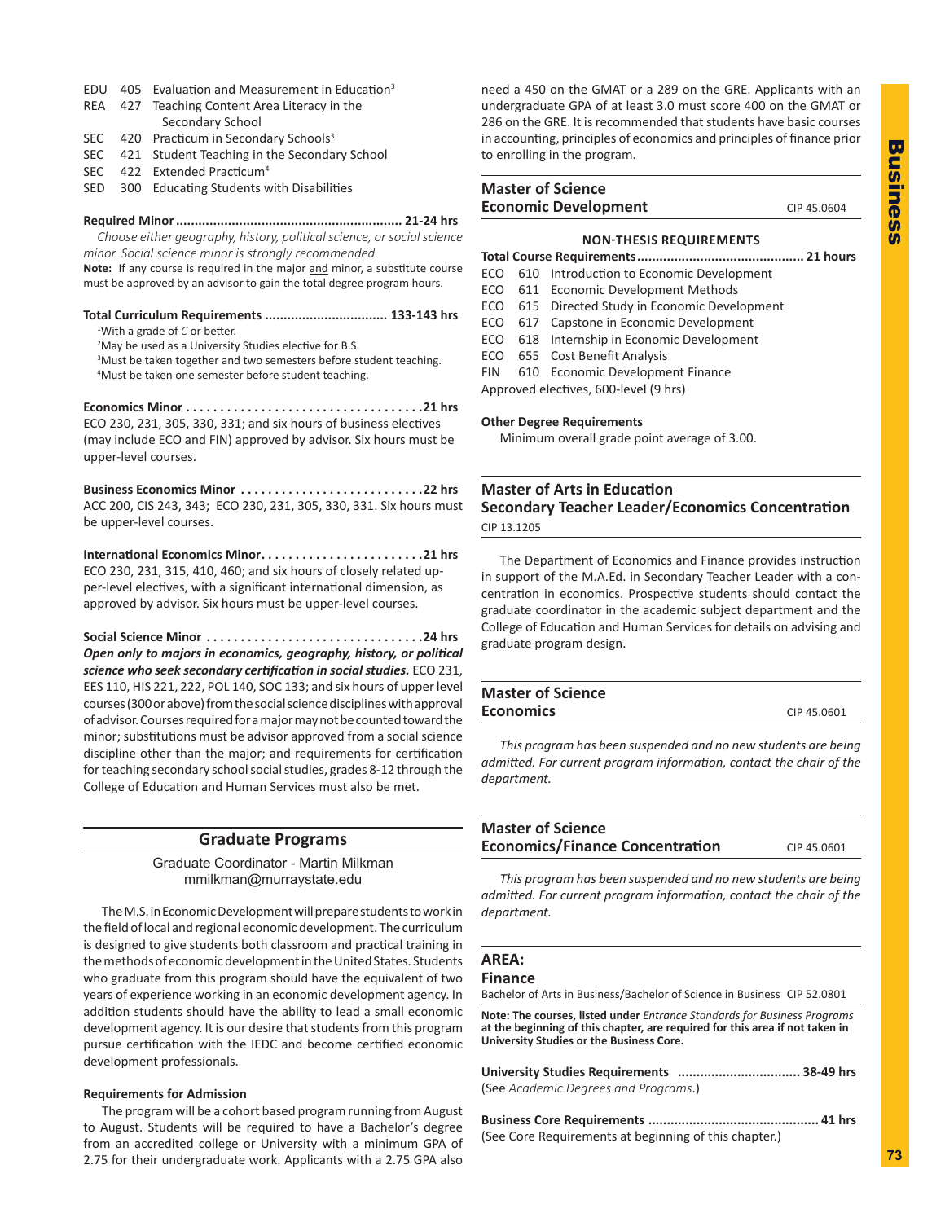EDU 405 Evaluation and Measurement in Education[3]
REA 427 Teaching Content Area Literacy in the Secondary School
SEC 420 Practicum in Secondary Schools[3]
SEC 421 Student Teaching in the Secondary School
SEC 422 Extended Practicum[4]
SED 300 Educating Students with Disabilities

**Required Minor ............................................................ 21-24 hrs**

*Choose either geography, history, political science, or social science minor. Social science minor is strongly recommended.*

**Note:** If any course is required in the major and minor, a substitute course must be approved by an advisor to gain the total degree program hours.

**Total Curriculum Requirements ................................ 133-143 hrs**

[1]With a grade of *C* or better.
[2]May be used as a University Studies elective for B.S.
[3]Must be taken together and two semesters before student teaching.
[4]Must be taken one semester before student teaching.

**Economics Minor . . . . . . . . . . . . . . . . . . . . . . . . . . . . . . . . . . .21 hrs**
ECO 230, 231, 305, 330, 331; and six hours of business electives (may include ECO and FIN) approved by advisor. Six hours must be upper-level courses.

**Business Economics Minor . . . . . . . . . . . . . . . . . . . . . . . . . . .22 hrs**
ACC 200, CIS 243, 343; ECO 230, 231, 305, 330, 331. Six hours must be upper-level courses.

**International Economics Minor. . . . . . . . . . . . . . . . . . . . . . . .21 hrs**
ECO 230, 231, 315, 410, 460; and six hours of closely related upper-level electives, with a significant international dimension, as approved by advisor. Six hours must be upper-level courses.

**Social Science Minor . . . . . . . . . . . . . . . . . . . . . . . . . . . . . . . .24 hrs**
***Open only to majors in economics, geography, history, or political science who seek secondary certification in social studies.*** ECO 231, EES 110, HIS 221, 222, POL 140, SOC 133; and six hours of upper level courses (300 or above) from the social science disciplines with approval of advisor. Courses required for a major may not be counted toward the minor; substitutions must be advisor approved from a social science discipline other than the major; and requirements for certification for teaching secondary school social studies, grades 8-12 through the College of Education and Human Services must also be met.

## Graduate Programs

Graduate Coordinator - Martin Milkman
mmilkman@murraystate.edu

The M.S. in Economic Development will prepare students to work in the field of local and regional economic development. The curriculum is designed to give students both classroom and practical training in the methods of economic development in the United States. Students who graduate from this program should have the equivalent of two years of experience working in an economic development agency. In addition students should have the ability to lead a small economic development agency. It is our desire that students from this program pursue certification with the IEDC and become certified economic development professionals.

**Requirements for Admission**

The program will be a cohort based program running from August to August. Students will be required to have a Bachelor's degree from an accredited college or University with a minimum GPA of 2.75 for their undergraduate work. Applicants with a 2.75 GPA also need a 450 on the GMAT or a 289 on the GRE. Applicants with an undergraduate GPA of at least 3.0 must score 400 on the GMAT or 286 on the GRE. It is recommended that students have basic courses in accounting, principles of economics and principles of finance prior to enrolling in the program.

## Master of Science Economic Development

CIP 45.0604

**NON-THESIS REQUIREMENTS**

**Total Course Requirements............................................ 21 hours**

ECO 610 Introduction to Economic Development
ECO 611 Economic Development Methods
ECO 615 Directed Study in Economic Development
ECO 617 Capstone in Economic Development
ECO 618 Internship in Economic Development
ECO 655 Cost Benefit Analysis
FIN 610 Economic Development Finance
Approved electives, 600-level (9 hrs)

**Other Degree Requirements**

Minimum overall grade point average of 3.00.

## Master of Arts in Education Secondary Teacher Leader/Economics Concentration

CIP 13.1205

The Department of Economics and Finance provides instruction in support of the M.A.Ed. in Secondary Teacher Leader with a concentration in economics. Prospective students should contact the graduate coordinator in the academic subject department and the College of Education and Human Services for details on advising and graduate program design.

## Master of Science Economics

CIP 45.0601

*This program has been suspended and no new students are being admitted. For current program information, contact the chair of the department.*

## Master of Science Economics/Finance Concentration

CIP 45.0601

*This program has been suspended and no new students are being admitted. For current program information, contact the chair of the department.*

## AREA: Finance

Bachelor of Arts in Business/Bachelor of Science in Business CIP 52.0801

**Note: The courses, listed under *Entrance Standards for Business Programs* at the beginning of this chapter, are required for this area if not taken in University Studies or the Business Core.**

**University Studies Requirements ................................ 38-49 hrs**
(See *Academic Degrees and Programs*.)

**Business Core Requirements ............................................. 41 hrs**
(See Core Requirements at beginning of this chapter.)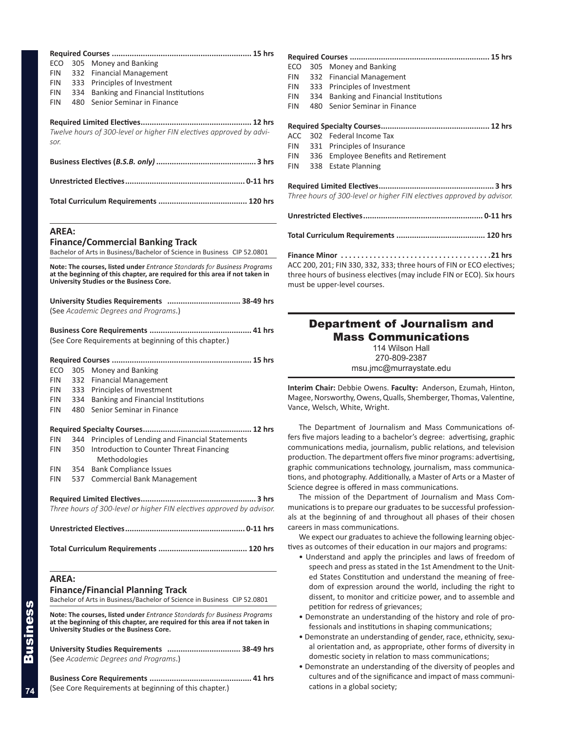**Required Courses ............................................................. 15 hrs**

ECO 305 Money and Banking
FIN 332 Financial Management
FIN 333 Principles of Investment
FIN 334 Banking and Financial Institutions
FIN 480 Senior Seminar in Finance

**Required Limited Electives................................................. 12 hrs**

*Twelve hours of 300-level or higher FIN electives approved by advisor.*

**Business Electives (*B.S.B. only*) ............................................ 3 hrs**

**Unrestricted Electives..................................................... 0-11 hrs**

**Total Curriculum Requirements ....................................... 120 hrs**

## AREA:

### Finance/Commercial Banking Track

Bachelor of Arts in Business/Bachelor of Science in Business CIP 52.0801

**Note: The courses, listed under *Entrance Standards for Business Programs* at the beginning of this chapter, are required for this area if not taken in University Studies or the Business Core.**

**University Studies Requirements ................................ 38-49 hrs**
(See *Academic Degrees and Programs*.)

**Business Core Requirements ............................................. 41 hrs**
(See Core Requirements at beginning of this chapter.)

**Required Courses ............................................................. 15 hrs**

ECO 305 Money and Banking
FIN 332 Financial Management
FIN 333 Principles of Investment
FIN 334 Banking and Financial Institutions
FIN 480 Senior Seminar in Finance

**Required Specialty Courses................................................ 12 hrs**

FIN 344 Principles of Lending and Financial Statements
FIN 350 Introduction to Counter Threat Financing Methodologies
FIN 354 Bank Compliance Issues
FIN 537 Commercial Bank Management

**Required Limited Electives................................................... 3 hrs**

*Three hours of 300-level or higher FIN electives approved by advisor.*

**Unrestricted Electives..................................................... 0-11 hrs**

**Total Curriculum Requirements ....................................... 120 hrs**

## AREA:

### Finance/Financial Planning Track

Bachelor of Arts in Business/Bachelor of Science in Business CIP 52.0801

**Note: The courses, listed under *Entrance Standards for Business Programs* at the beginning of this chapter, are required for this area if not taken in University Studies or the Business Core.**

**University Studies Requirements ................................ 38-49 hrs**
(See *Academic Degrees and Programs*.)

**Business Core Requirements ............................................. 41 hrs**
(See Core Requirements at beginning of this chapter.)

**Required Courses ............................................................. 15 hrs**

ECO 305 Money and Banking
FIN 332 Financial Management
FIN 333 Principles of Investment
FIN 334 Banking and Financial Institutions
FIN 480 Senior Seminar in Finance

**Required Specialty Courses................................................ 12 hrs**

ACC 302 Federal Income Tax
FIN 331 Principles of Insurance
FIN 336 Employee Benefits and Retirement
FIN 338 Estate Planning

**Required Limited Electives................................................... 3 hrs**

*Three hours of 300-level or higher FIN electives approved by advisor.*

**Unrestricted Electives..................................................... 0-11 hrs**

**Total Curriculum Requirements ....................................... 120 hrs**

**Finance Minor ..................................... 21 hrs**

ACC 200, 201; FIN 330, 332, 333; three hours of FIN or ECO electives; three hours of business electives (may include FIN or ECO). Six hours must be upper-level courses.

## Department of Journalism and Mass Communications

114 Wilson Hall
270-809-2387
msu.jmc@murraystate.edu

**Interim Chair:** Debbie Owens. **Faculty:** Anderson, Ezumah, Hinton, Magee, Norsworthy, Owens, Qualls, Shemberger, Thomas, Valentine, Vance, Welsch, White, Wright.

The Department of Journalism and Mass Communications offers five majors leading to a bachelor's degree: advertising, graphic communications media, journalism, public relations, and television production. The department offers five minor programs: advertising, graphic communications technology, journalism, mass communications, and photography. Additionally, a Master of Arts or a Master of Science degree is offered in mass communications.

The mission of the Department of Journalism and Mass Communications is to prepare our graduates to be successful professionals at the beginning of and throughout all phases of their chosen careers in mass communications.

We expect our graduates to achieve the following learning objectives as outcomes of their education in our majors and programs:

- Understand and apply the principles and laws of freedom of speech and press as stated in the 1st Amendment to the United States Constitution and understand the meaning of freedom of expression around the world, including the right to dissent, to monitor and criticize power, and to assemble and petition for redress of grievances;
- Demonstrate an understanding of the history and role of professionals and institutions in shaping communications;
- Demonstrate an understanding of gender, race, ethnicity, sexual orientation and, as appropriate, other forms of diversity in domestic society in relation to mass communications;
- Demonstrate an understanding of the diversity of peoples and cultures and of the significance and impact of mass communications in a global society;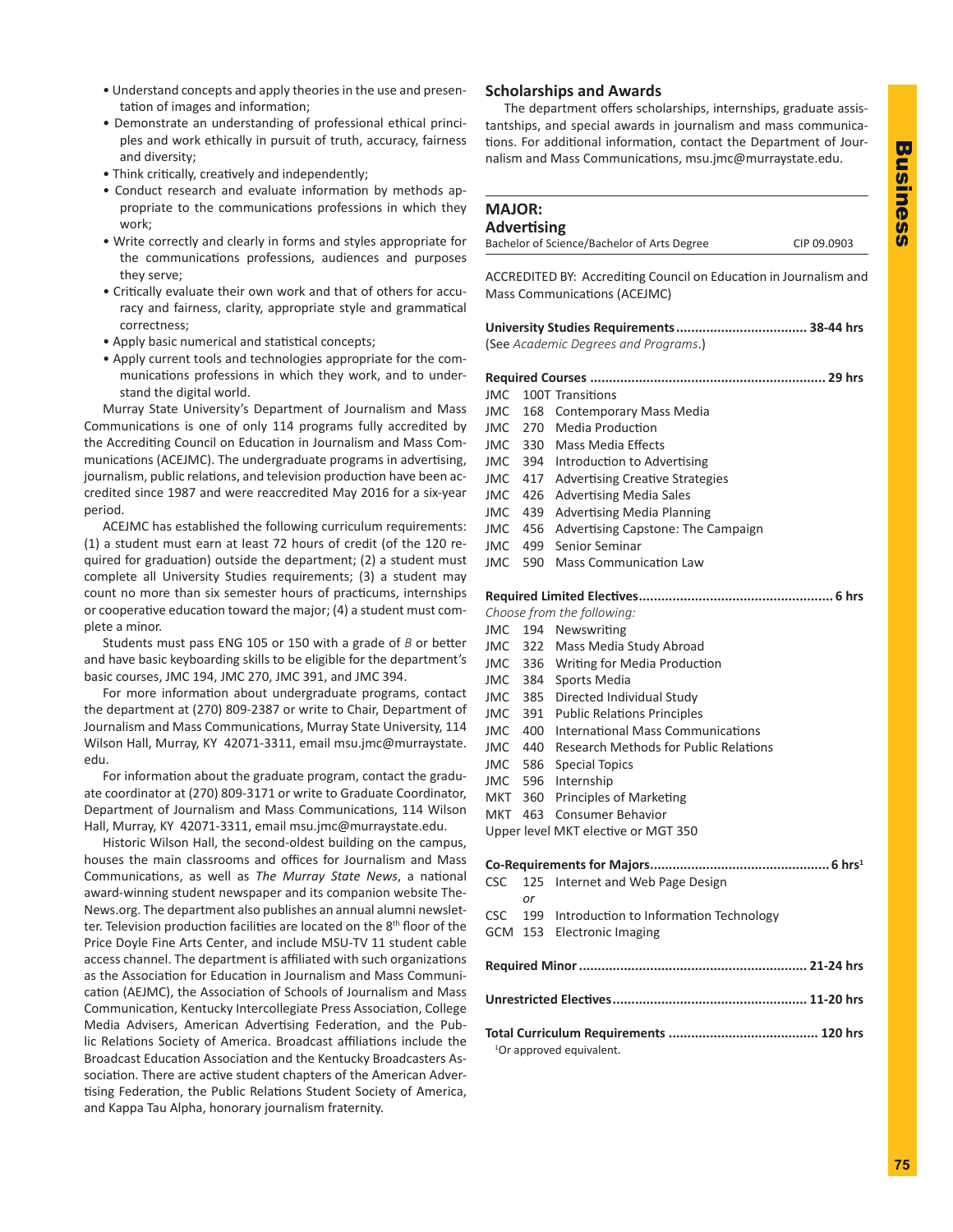- Understand concepts and apply theories in the use and presentation of images and information;
- Demonstrate an understanding of professional ethical principles and work ethically in pursuit of truth, accuracy, fairness and diversity;
- Think critically, creatively and independently;
- Conduct research and evaluate information by methods appropriate to the communications professions in which they work;
- Write correctly and clearly in forms and styles appropriate for the communications professions, audiences and purposes they serve;
- Critically evaluate their own work and that of others for accuracy and fairness, clarity, appropriate style and grammatical correctness;
- Apply basic numerical and statistical concepts;
- Apply current tools and technologies appropriate for the communications professions in which they work, and to understand the digital world.

Murray State University's Department of Journalism and Mass Communications is one of only 114 programs fully accredited by the Accrediting Council on Education in Journalism and Mass Communications (ACEJMC). The undergraduate programs in advertising, journalism, public relations, and television production have been accredited since 1987 and were reaccredited May 2016 for a six-year period.

ACEJMC has established the following curriculum requirements: (1) a student must earn at least 72 hours of credit (of the 120 required for graduation) outside the department; (2) a student must complete all University Studies requirements; (3) a student may count no more than six semester hours of practicums, internships or cooperative education toward the major; (4) a student must complete a minor.

Students must pass ENG 105 or 150 with a grade of *B* or better and have basic keyboarding skills to be eligible for the department's basic courses, JMC 194, JMC 270, JMC 391, and JMC 394.

For more information about undergraduate programs, contact the department at (270) 809-2387 or write to Chair, Department of Journalism and Mass Communications, Murray State University, 114 Wilson Hall, Murray, KY 42071-3311, email msu.jmc@murraystate.edu.

For information about the graduate program, contact the graduate coordinator at (270) 809-3171 or write to Graduate Coordinator, Department of Journalism and Mass Communications, 114 Wilson Hall, Murray, KY 42071-3311, email msu.jmc@murraystate.edu.

Historic Wilson Hall, the second-oldest building on the campus, houses the main classrooms and offices for Journalism and Mass Communications, as well as *The Murray State News*, a national award-winning student newspaper and its companion website TheNews.org. The department also publishes an annual alumni newsletter. Television production facilities are located on the 8th floor of the Price Doyle Fine Arts Center, and include MSU-TV 11 student cable access channel. The department is affiliated with such organizations as the Association for Education in Journalism and Mass Communication (AEJMC), the Association of Schools of Journalism and Mass Communication, Kentucky Intercollegiate Press Association, College Media Advisers, American Advertising Federation, and the Public Relations Society of America. Broadcast affiliations include the Broadcast Education Association and the Kentucky Broadcasters Association. There are active student chapters of the American Advertising Federation, the Public Relations Student Society of America, and Kappa Tau Alpha, honorary journalism fraternity.

## Scholarships and Awards

The department offers scholarships, internships, graduate assistantships, and special awards in journalism and mass communications. For additional information, contact the Department of Journalism and Mass Communications, msu.jmc@murraystate.edu.

## MAJOR: Advertising

Bachelor of Science/Bachelor of Arts Degree — CIP 09.0903

ACCREDITED BY: Accrediting Council on Education in Journalism and Mass Communications (ACEJMC)

**University Studies Requirements .................................. 38-44 hrs**
(See *Academic Degrees and Programs*.)

**Required Courses .................................................. 29 hrs**
- JMC 100T Transitions
- JMC 168 Contemporary Mass Media
- JMC 270 Media Production
- JMC 330 Mass Media Effects
- JMC 394 Introduction to Advertising
- JMC 417 Advertising Creative Strategies
- JMC 426 Advertising Media Sales
- JMC 439 Advertising Media Planning
- JMC 456 Advertising Capstone: The Campaign
- JMC 499 Senior Seminar
- JMC 590 Mass Communication Law

**Required Limited Electives .................................................. 6 hrs**
*Choose from the following:*
- JMC 194 Newswriting
- JMC 322 Mass Media Study Abroad
- JMC 336 Writing for Media Production
- JMC 384 Sports Media
- JMC 385 Directed Individual Study
- JMC 391 Public Relations Principles
- JMC 400 International Mass Communications
- JMC 440 Research Methods for Public Relations
- JMC 586 Special Topics
- JMC 596 Internship
- MKT 360 Principles of Marketing
- MKT 463 Consumer Behavior
- Upper level MKT elective or MGT 350

**Co-Requirements for Majors.............................................. 6 hrs[1]**
- CSC 125 Internet and Web Page Design
  *or*
- CSC 199 Introduction to Information Technology
- GCM 153 Electronic Imaging

**Required Minor ........................................................... 21-24 hrs**

**Unrestricted Electives.................................................. 11-20 hrs**

**Total Curriculum Requirements ....................................... 120 hrs**

[1]Or approved equivalent.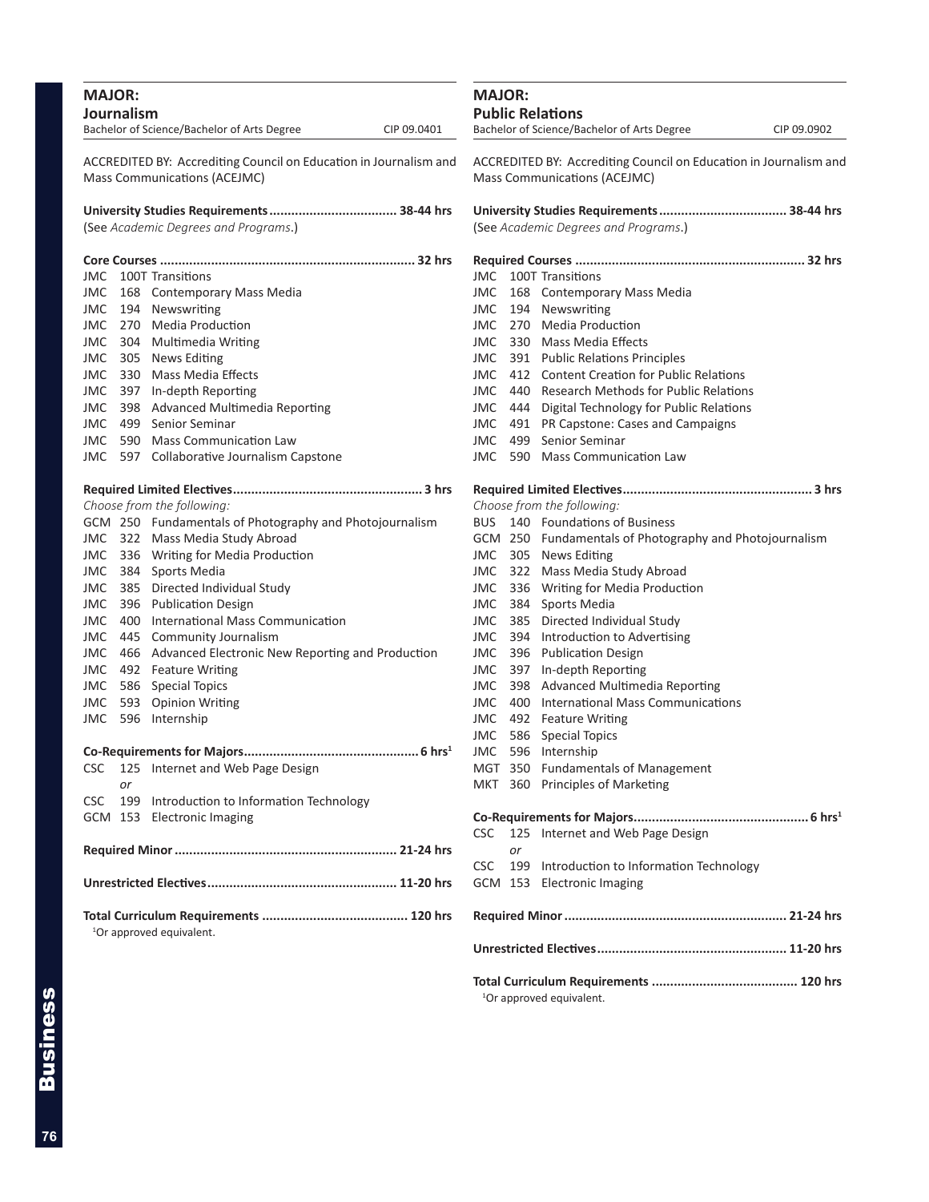## MAJOR:
### Journalism

Bachelor of Science/Bachelor of Arts Degree — CIP 09.0401

ACCREDITED BY: Accrediting Council on Education in Journalism and Mass Communications (ACEJMC)

**University Studies Requirements .................................. 38-44 hrs**
(See *Academic Degrees and Programs*.)

**Core Courses .................................................................... 32 hrs**

- JMC 100T Transitions
- JMC 168 Contemporary Mass Media
- JMC 194 Newswriting
- JMC 270 Media Production
- JMC 304 Multimedia Writing
- JMC 305 News Editing
- JMC 330 Mass Media Effects
- JMC 397 In-depth Reporting
- JMC 398 Advanced Multimedia Reporting
- JMC 499 Senior Seminar
- JMC 590 Mass Communication Law
- JMC 597 Collaborative Journalism Capstone

**Required Limited Electives................................................... 3 hrs**

*Choose from the following:*

- GCM 250 Fundamentals of Photography and Photojournalism
- JMC 322 Mass Media Study Abroad
- JMC 336 Writing for Media Production
- JMC 384 Sports Media
- JMC 385 Directed Individual Study
- JMC 396 Publication Design
- JMC 400 International Mass Communication
- JMC 445 Community Journalism
- JMC 466 Advanced Electronic New Reporting and Production
- JMC 492 Feature Writing
- JMC 586 Special Topics
- JMC 593 Opinion Writing
- JMC 596 Internship

**Co-Requirements for Majors............................................... 6 hrs[1]**

- CSC 125 Internet and Web Page Design
  *or*
- CSC 199 Introduction to Information Technology
- GCM 153 Electronic Imaging

**Required Minor ............................................................ 21-24 hrs**

**Unrestricted Electives................................................... 11-20 hrs**

**Total Curriculum Requirements ....................................... 120 hrs**

[1]Or approved equivalent.

## MAJOR:
### Public Relations

Bachelor of Science/Bachelor of Arts Degree — CIP 09.0902

ACCREDITED BY: Accrediting Council on Education in Journalism and Mass Communications (ACEJMC)

**University Studies Requirements .................................. 38-44 hrs**
(See *Academic Degrees and Programs*.)

**Required Courses ............................................................. 32 hrs**

- JMC 100T Transitions
- JMC 168 Contemporary Mass Media
- JMC 194 Newswriting
- JMC 270 Media Production
- JMC 330 Mass Media Effects
- JMC 391 Public Relations Principles
- JMC 412 Content Creation for Public Relations
- JMC 440 Research Methods for Public Relations
- JMC 444 Digital Technology for Public Relations
- JMC 491 PR Capstone: Cases and Campaigns
- JMC 499 Senior Seminar
- JMC 590 Mass Communication Law

**Required Limited Electives................................................... 3 hrs**

*Choose from the following:*

- BUS 140 Foundations of Business
- GCM 250 Fundamentals of Photography and Photojournalism
- JMC 305 News Editing
- JMC 322 Mass Media Study Abroad
- JMC 336 Writing for Media Production
- JMC 384 Sports Media
- JMC 385 Directed Individual Study
- JMC 394 Introduction to Advertising
- JMC 396 Publication Design
- JMC 397 In-depth Reporting
- JMC 398 Advanced Multimedia Reporting
- JMC 400 International Mass Communications
- JMC 492 Feature Writing
- JMC 586 Special Topics
- JMC 596 Internship
- MGT 350 Fundamentals of Management
- MKT 360 Principles of Marketing

**Co-Requirements for Majors............................................... 6 hrs[1]**

- CSC 125 Internet and Web Page Design
  *or*
- CSC 199 Introduction to Information Technology
- GCM 153 Electronic Imaging

**Required Minor ............................................................ 21-24 hrs**

**Unrestricted Electives................................................... 11-20 hrs**

**Total Curriculum Requirements ....................................... 120 hrs**

[1]Or approved equivalent.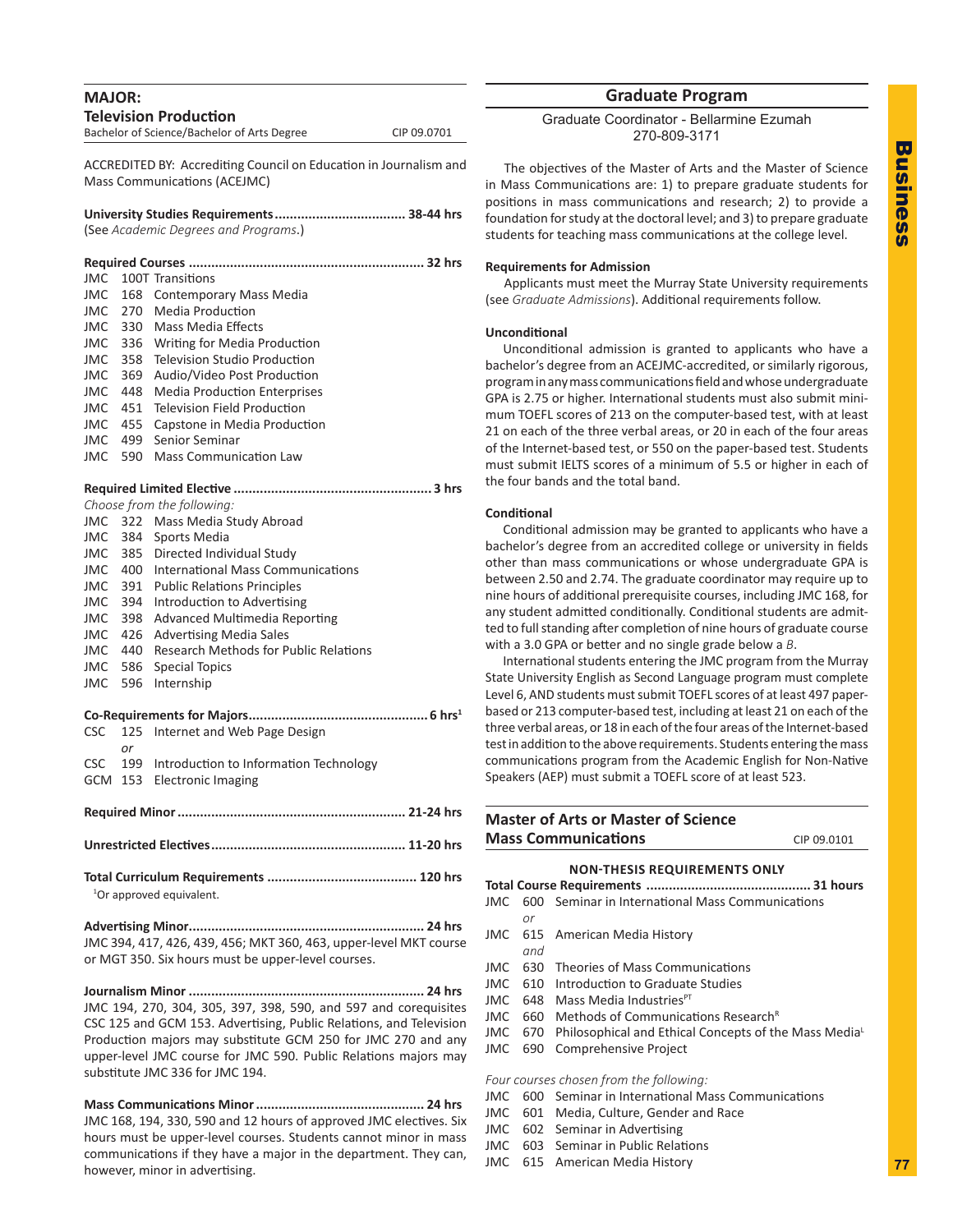## MAJOR:
## Television Production

Bachelor of Science/Bachelor of Arts Degree — CIP 09.0701

ACCREDITED BY: Accrediting Council on Education in Journalism and Mass Communications (ACEJMC)

**University Studies Requirements .................................. 38-44 hrs**
(See *Academic Degrees and Programs*.)

**Required Courses ............................................................. 32 hrs**

JMC 100T Transitions
JMC 168 Contemporary Mass Media
JMC 270 Media Production
JMC 330 Mass Media Effects
JMC 336 Writing for Media Production
JMC 358 Television Studio Production
JMC 369 Audio/Video Post Production
JMC 448 Media Production Enterprises
JMC 451 Television Field Production
JMC 455 Capstone in Media Production
JMC 499 Senior Seminar
JMC 590 Mass Communication Law

**Required Limited Elective .................................................... 3 hrs**

*Choose from the following:*

JMC 322 Mass Media Study Abroad
JMC 384 Sports Media
JMC 385 Directed Individual Study
JMC 400 International Mass Communications
JMC 391 Public Relations Principles
JMC 394 Introduction to Advertising
JMC 398 Advanced Multimedia Reporting
JMC 426 Advertising Media Sales
JMC 440 Research Methods for Public Relations
JMC 586 Special Topics
JMC 596 Internship

**Co-Requirements for Majors............................................... 6 hrs[1]**

CSC 125 Internet and Web Page Design
*or*
CSC 199 Introduction to Information Technology
GCM 153 Electronic Imaging

**Required Minor ............................................................ 21-24 hrs**

**Unrestricted Electives................................................... 11-20 hrs**

**Total Curriculum Requirements ....................................... 120 hrs**

[1]Or approved equivalent.

**Advertising Minor.............................................................. 24 hrs**
JMC 394, 417, 426, 439, 456; MKT 360, 463, upper-level MKT course or MGT 350. Six hours must be upper-level courses.

**Journalism Minor .............................................................. 24 hrs**
JMC 194, 270, 304, 305, 397, 398, 590, and 597 and corequisites CSC 125 and GCM 153. Advertising, Public Relations, and Television Production majors may substitute GCM 250 for JMC 270 and any upper-level JMC course for JMC 590. Public Relations majors may substitute JMC 336 for JMC 194.

**Mass Communications Minor ............................................ 24 hrs**
JMC 168, 194, 330, 590 and 12 hours of approved JMC electives. Six hours must be upper-level courses. Students cannot minor in mass communications if they have a major in the department. They can, however, minor in advertising.

## Graduate Program

Graduate Coordinator - Bellarmine Ezumah
270-809-3171

The objectives of the Master of Arts and the Master of Science in Mass Communications are: 1) to prepare graduate students for positions in mass communications and research; 2) to provide a foundation for study at the doctoral level; and 3) to prepare graduate students for teaching mass communications at the college level.

**Requirements for Admission**

Applicants must meet the Murray State University requirements (see *Graduate Admissions*). Additional requirements follow.

**Unconditional**

Unconditional admission is granted to applicants who have a bachelor's degree from an ACEJMC-accredited, or similarly rigorous, program in any mass communications field and whose undergraduate GPA is 2.75 or higher. International students must also submit minimum TOEFL scores of 213 on the computer-based test, with at least 21 on each of the three verbal areas, or 20 in each of the four areas of the Internet-based test, or 550 on the paper-based test. Students must submit IELTS scores of a minimum of 5.5 or higher in each of the four bands and the total band.

**Conditional**

Conditional admission may be granted to applicants who have a bachelor's degree from an accredited college or university in fields other than mass communications or whose undergraduate GPA is between 2.50 and 2.74. The graduate coordinator may require up to nine hours of additional prerequisite courses, including JMC 168, for any student admitted conditionally. Conditional students are admitted to full standing after completion of nine hours of graduate course with a 3.0 GPA or better and no single grade below a *B*.

International students entering the JMC program from the Murray State University English as Second Language program must complete Level 6, AND students must submit TOEFL scores of at least 497 paper-based or 213 computer-based test, including at least 21 on each of the three verbal areas, or 18 in each of the four areas of the Internet-based test in addition to the above requirements. Students entering the mass communications program from the Academic English for Non-Native Speakers (AEP) must submit a TOEFL score of at least 523.

## Master of Arts or Master of Science
## Mass Communications

CIP 09.0101

**NON-THESIS REQUIREMENTS ONLY**

**Total Course Requirements ........................................... 31 hours**

JMC 600 Seminar in International Mass Communications
*or*
JMC 615 American Media History
*and*
JMC 630 Theories of Mass Communications
JMC 610 Introduction to Graduate Studies
JMC 648 Mass Media Industries[PT]
JMC 660 Methods of Communications Research[R]
JMC 670 Philosophical and Ethical Concepts of the Mass Media[L]
JMC 690 Comprehensive Project

*Four courses chosen from the following:*

JMC 600 Seminar in International Mass Communications
JMC 601 Media, Culture, Gender and Race
JMC 602 Seminar in Advertising
JMC 603 Seminar in Public Relations
JMC 615 American Media History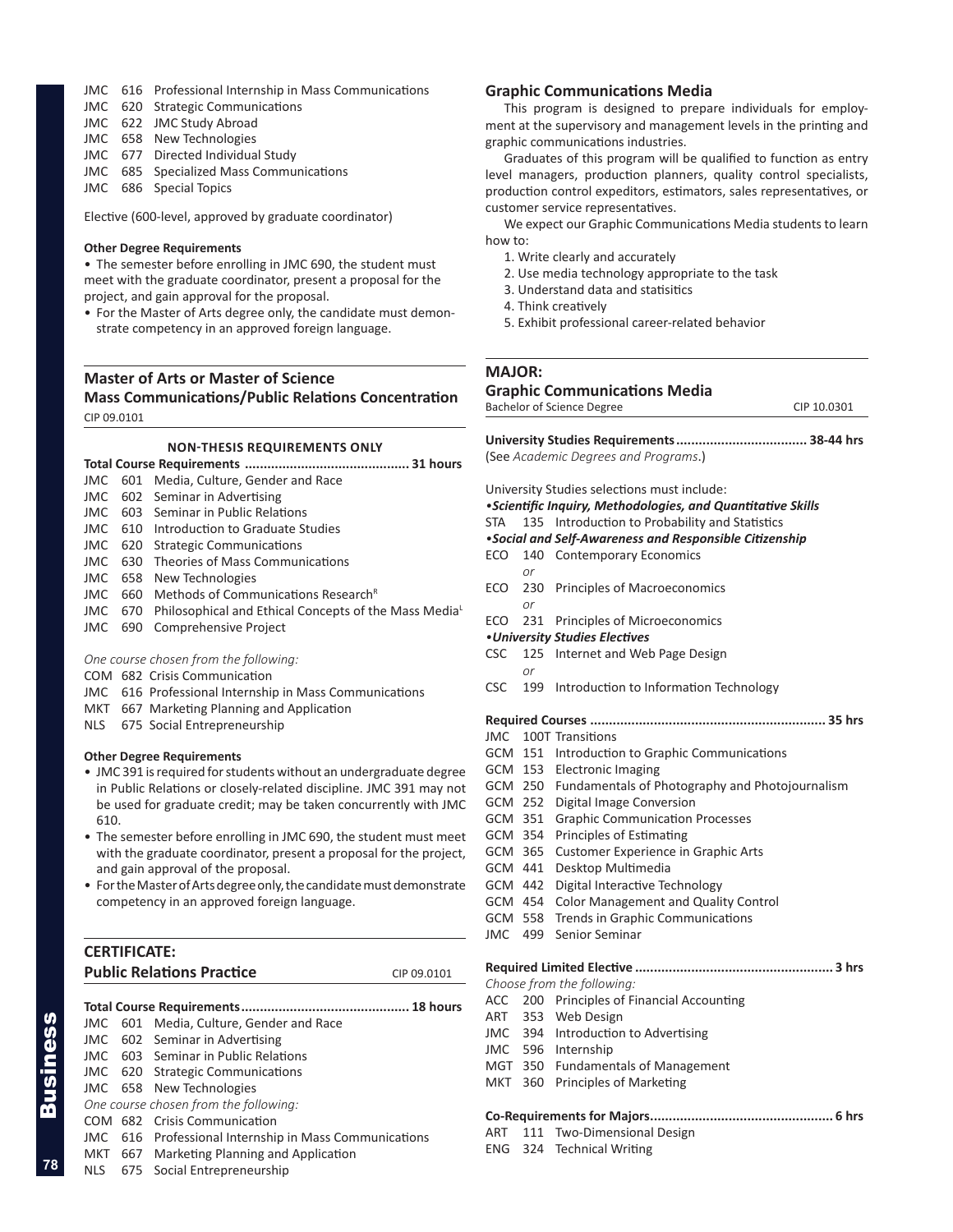JMC 616 Professional Internship in Mass Communications
JMC 620 Strategic Communications
JMC 622 JMC Study Abroad
JMC 658 New Technologies
JMC 677 Directed Individual Study
JMC 685 Specialized Mass Communications
JMC 686 Special Topics

Elective (600-level, approved by graduate coordinator)

**Other Degree Requirements**

- The semester before enrolling in JMC 690, the student must meet with the graduate coordinator, present a proposal for the project, and gain approval for the proposal.
- For the Master of Arts degree only, the candidate must demonstrate competency in an approved foreign language.

## Master of Arts or Master of Science
## Mass Communications/Public Relations Concentration

CIP 09.0101

**NON-THESIS REQUIREMENTS ONLY**

**Total Course Requirements ........................................... 31 hours**

JMC 601 Media, Culture, Gender and Race
JMC 602 Seminar in Advertising
JMC 603 Seminar in Public Relations
JMC 610 Introduction to Graduate Studies
JMC 620 Strategic Communications
JMC 630 Theories of Mass Communications
JMC 658 New Technologies
JMC 660 Methods of Communications Research[R]
JMC 670 Philosophical and Ethical Concepts of the Mass Media[L]
JMC 690 Comprehensive Project

*One course chosen from the following:*

COM 682 Crisis Communication
JMC 616 Professional Internship in Mass Communications
MKT 667 Marketing Planning and Application
NLS 675 Social Entrepreneurship

**Other Degree Requirements**

- JMC 391 is required for students without an undergraduate degree in Public Relations or closely-related discipline. JMC 391 may not be used for graduate credit; may be taken concurrently with JMC 610.
- The semester before enrolling in JMC 690, the student must meet with the graduate coordinator, present a proposal for the project, and gain approval of the proposal.
- For the Master of Arts degree only, the candidate must demonstrate competency in an approved foreign language.

## CERTIFICATE:
## Public Relations Practice

CIP 09.0101

**Total Course Requirements............................................ 18 hours**

JMC 601 Media, Culture, Gender and Race
JMC 602 Seminar in Advertising
JMC 603 Seminar in Public Relations
JMC 620 Strategic Communications
JMC 658 New Technologies

*One course chosen from the following:*

COM 682 Crisis Communication
JMC 616 Professional Internship in Mass Communications
MKT 667 Marketing Planning and Application
NLS 675 Social Entrepreneurship

## Graphic Communications Media

This program is designed to prepare individuals for employment at the supervisory and management levels in the printing and graphic communications industries.

Graduates of this program will be qualified to function as entry level managers, production planners, quality control specialists, production control expeditors, estimators, sales representatives, or customer service representatives.

We expect our Graphic Communications Media students to learn how to:

1. Write clearly and accurately
2. Use media technology appropriate to the task
3. Understand data and statisitics
4. Think creatively
5. Exhibit professional career-related behavior

## MAJOR:
## Graphic Communications Media

Bachelor of Science Degree — CIP 10.0301

**University Studies Requirements.................................. 38-44 hrs**

(See *Academic Degrees and Programs*.)

University Studies selections must include:

***•Scientific Inquiry, Methodologies, and Quantitative Skills***

STA 135 Introduction to Probability and Statistics

***•Social and Self-Awareness and Responsible Citizenship***

ECO 140 Contemporary Economics
*or*
ECO 230 Principles of Macroeconomics
*or*
ECO 231 Principles of Microeconomics

***•University Studies Electives***

CSC 125 Internet and Web Page Design
*or*
CSC 199 Introduction to Information Technology

**Required Courses ............................................................. 35 hrs**

JMC 100T Transitions
GCM 151 Introduction to Graphic Communications
GCM 153 Electronic Imaging
GCM 250 Fundamentals of Photography and Photojournalism
GCM 252 Digital Image Conversion
GCM 351 Graphic Communication Processes
GCM 354 Principles of Estimating
GCM 365 Customer Experience in Graphic Arts
GCM 441 Desktop Multimedia
GCM 442 Digital Interactive Technology
GCM 454 Color Management and Quality Control
GCM 558 Trends in Graphic Communications
JMC 499 Senior Seminar

**Required Limited Elective .................................................... 3 hrs**

*Choose from the following:*

ACC 200 Principles of Financial Accounting
ART 353 Web Design
JMC 394 Introduction to Advertising
JMC 596 Internship
MGT 350 Fundamentals of Management
MKT 360 Principles of Marketing

**Co-Requirements for Majors................................................ 6 hrs**

ART 111 Two-Dimensional Design
ENG 324 Technical Writing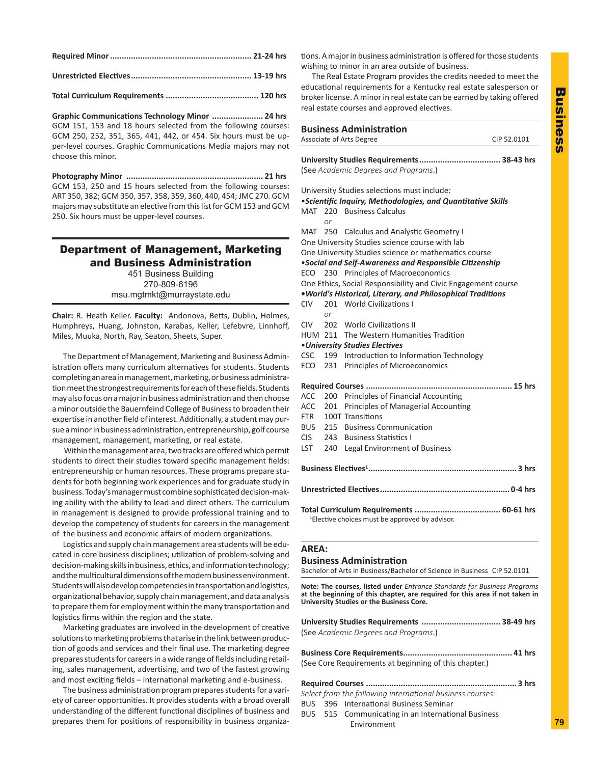**Required Minor............................................................ 21-24 hrs**

**Unrestricted Electives.................................................. 13-19 hrs**

**Total Curriculum Requirements ....................................... 120 hrs**

**Graphic Communications Technology Minor ...................... 24 hrs**
GCM 151, 153 and 18 hours selected from the following courses: GCM 250, 252, 351, 365, 441, 442, or 454. Six hours must be upper-level courses. Graphic Communications Media majors may not choose this minor.

**Photography Minor .......................................................... 21 hrs**
GCM 153, 250 and 15 hours selected from the following courses: ART 350, 382; GCM 350, 357, 358, 359, 360, 440, 454; JMC 270. GCM majors may substitute an elective from this list for GCM 153 and GCM 250. Six hours must be upper-level courses.

## Department of Management, Marketing and Business Administration

451 Business Building
270-809-6196
msu.mgtmkt@murraystate.edu

**Chair:** R. Heath Keller. **Faculty:** Andonova, Betts, Dublin, Holmes, Humphreys, Huang, Johnston, Karabas, Keller, Lefebvre, Linnhoff, Miles, Muuka, North, Ray, Seaton, Sheets, Super.

The Department of Management, Marketing and Business Administration offers many curriculum alternatives for students. Students completing an area in management, marketing, or business administration meet the strongest requirements for each of these fields. Students may also focus on a major in business administration and then choose a minor outside the Bauernfeind College of Business to broaden their expertise in another field of interest. Additionally, a student may pursue a minor in business administration, entrepreneurship, golf course management, management, marketing, or real estate.

Within the management area, two tracks are offered which permit students to direct their studies toward specific management fields: entrepreneurship or human resources. These programs prepare students for both beginning work experiences and for graduate study in business. Today's manager must combine sophisticated decision-making ability with the ability to lead and direct others. The curriculum in management is designed to provide professional training and to develop the competency of students for careers in the management of the business and economic affairs of modern organizations.

Logistics and supply chain management area students will be educated in core business disciplines; utilization of problem-solving and decision-making skills in business, ethics, and information technology; and the multicultural dimensions of the modern business environment. Students will also develop competencies in transportation and logistics, organizational behavior, supply chain management, and data analysis to prepare them for employment within the many transportation and logistics firms within the region and the state.

Marketing graduates are involved in the development of creative solutions to marketing problems that arise in the link between production of goods and services and their final use. The marketing degree prepares students for careers in a wide range of fields including retailing, sales management, advertising, and two of the fastest growing and most exciting fields – international marketing and e-business.

The business administration program prepares students for a variety of career opportunities. It provides students with a broad overall understanding of the different functional disciplines of business and prepares them for positions of responsibility in business organizations. A major in business administration is offered for those students wishing to minor in an area outside of business.

The Real Estate Program provides the credits needed to meet the educational requirements for a Kentucky real estate salesperson or broker license. A minor in real estate can be earned by taking offered real estate courses and approved electives.

### Business Administration

Associate of Arts Degree — CIP 52.0101

**University Studies Requirements.................................. 38-43 hrs**
(See *Academic Degrees and Programs*.)

University Studies selections must include:

•***Scientific Inquiry, Methodologies, and Quantitative Skills***
MAT 220 Business Calculus
*or*
MAT 250 Calculus and Analytic Geometry I
One University Studies science course with lab
One University Studies science or mathematics course

•***Social and Self-Awareness and Responsible Citizenship***
ECO 230 Principles of Macroeconomics
One Ethics, Social Responsibility and Civic Engagement course

•***World's Historical, Literary, and Philosophical Traditions***
CIV 201 World Civilizations I
*or*
CIV 202 World Civilizations II
HUM 211 The Western Humanities Tradition

•***University Studies Electives***
CSC 199 Introduction to Information Technology
ECO 231 Principles of Microeconomics

**Required Courses ............................................................. 15 hrs**
ACC 200 Principles of Financial Accounting
ACC 201 Principles of Managerial Accounting
FTR 100T Transitions
BUS 215 Business Communication
CIS 243 Business Statistics I
LST 240 Legal Environment of Business

**Business Electives[1]............................................................... 3 hrs**

**Unrestricted Electives.......................................................0-4 hrs**

**Total Curriculum Requirements .................................... 60-61 hrs**
[1]Elective choices must be approved by advisor.

### AREA: Business Administration

Bachelor of Arts in Business/Bachelor of Science in Business CIP 52.0101

**Note: The courses, listed under *Entrance Standards for Business Programs* at the beginning of this chapter, are required for this area if not taken in University Studies or the Business Core.**

**University Studies Requirements ................................. 38-49 hrs**
(See *Academic Degrees and Programs*.)

**Business Core Requirements.............................................. 41 hrs**
(See Core Requirements at beginning of this chapter.)

**Required Courses ................................................................ 3 hrs**
*Select from the following international business courses:*
BUS 396 International Business Seminar
BUS 515 Communicating in an International Business Environment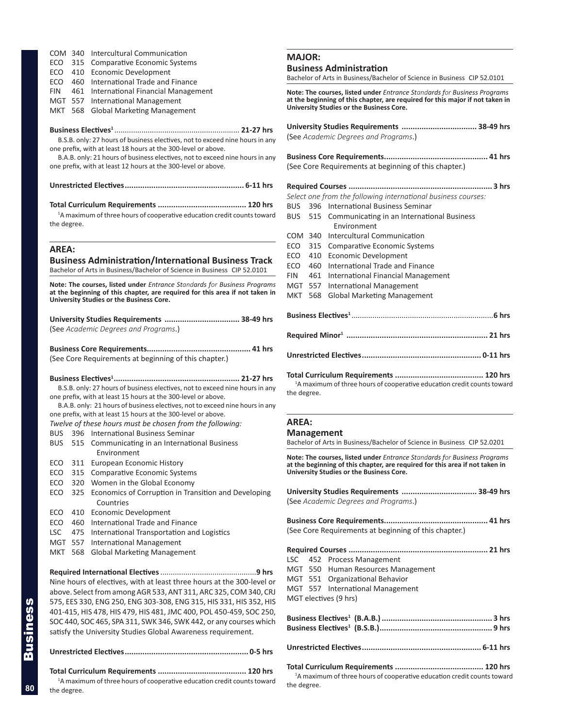COM 340 Intercultural Communication
ECO 315 Comparative Economic Systems
ECO 410 Economic Development
ECO 460 International Trade and Finance
FIN 461 International Financial Management
MGT 557 International Management
MKT 568 Global Marketing Management

**Business Electives[1]** ........................................................... **21-27 hrs**

B.S.B. only: 27 hours of business electives, not to exceed nine hours in any one prefix, with at least 18 hours at the 300-level or above.

B.A.B. only: 21 hours of business electives, not to exceed nine hours in any one prefix, with at least 12 hours at the 300-level or above.

**Unrestricted Electives**..................................................... **6-11 hrs**

**Total Curriculum Requirements** ....................................... **120 hrs**

[1]A maximum of three hours of cooperative education credit counts toward the degree.

## AREA:
## Business Administration/International Business Track
Bachelor of Arts in Business/Bachelor of Science in Business CIP 52.0101

**Note: The courses, listed under *Entrance Standards for Business Programs* at the beginning of this chapter, are required for this area if not taken in University Studies or the Business Core.**

**University Studies Requirements** ................................. **38-49 hrs**
(See *Academic Degrees and Programs*.)

**Business Core Requirements**............................................... **41 hrs**
(See Core Requirements at beginning of this chapter.)

**Business Electives[1]**........................................................ **21-27 hrs**

B.S.B. only: 27 hours of business electives, not to exceed nine hours in any one prefix, with at least 15 hours at the 300-level or above.

B.A.B. only: 21 hours of business electives, not to exceed nine hours in any one prefix, with at least 15 hours at the 300-level or above.

*Twelve of these hours must be chosen from the following:*

BUS 396 International Business Seminar
BUS 515 Communicating in an International Business Environment
ECO 311 European Economic History
ECO 315 Comparative Economic Systems
ECO 320 Women in the Global Economy
ECO 325 Economics of Corruption in Transition and Developing Countries
ECO 410 Economic Development
ECO 460 International Trade and Finance
LSC 475 International Transportation and Logistics
MGT 557 International Management
MKT 568 Global Marketing Management

**Required International Electives** .............................................**9 hrs**

Nine hours of electives, with at least three hours at the 300-level or above. Select from among AGR 533, ANT 311, ARC 325, COM 340, CRJ 575, EES 330, ENG 250, ENG 303-308, ENG 315, HIS 331, HIS 352, HIS 401-415, HIS 478, HIS 479, HIS 481, JMC 400, POL 450-459, SOC 250, SOC 440, SOC 465, SPA 311, SWK 346, SWK 442, or any courses which satisfy the University Studies Global Awareness requirement.

**Unrestricted Electives**....................................................... **0-5 hrs**

**Total Curriculum Requirements** ....................................... **120 hrs**

[1]A maximum of three hours of cooperative education credit counts toward the degree.

## MAJOR:
## Business Administration
Bachelor of Arts in Business/Bachelor of Science in Business CIP 52.0101

**Note: The courses, listed under *Entrance Standards for Business Programs* at the beginning of this chapter, are required for this major if not taken in University Studies or the Business Core.**

**University Studies Requirements** ................................. **38-49 hrs**
(See *Academic Degrees and Programs*.)

**Business Core Requirements**............................................... **41 hrs**
(See Core Requirements at beginning of this chapter.)

**Required Courses** ................................................................ **3 hrs**

*Select one from the following international business courses:*

BUS 396 International Business Seminar
BUS 515 Communicating in an International Business Environment
COM 340 Intercultural Communication
ECO 315 Comparative Economic Systems
ECO 410 Economic Development
ECO 460 International Trade and Finance
FIN 461 International Financial Management
MGT 557 International Management
MKT 568 Global Marketing Management

**Business Electives[1]**...................................................................**6 hrs**

**Required Minor[1]** ............................................................... **21 hrs**

**Unrestricted Electives**..................................................... **0-11 hrs**

**Total Curriculum Requirements** ....................................... **120 hrs**

[1]A maximum of three hours of cooperative education credit counts toward the degree.

## AREA:
## Management
Bachelor of Arts in Business/Bachelor of Science in Business CIP 52.0201

**Note: The courses, listed under *Entrance Standards for Business Programs* at the beginning of this chapter, are required for this area if not taken in University Studies or the Business Core.**

**University Studies Requirements** ................................. **38-49 hrs**
(See *Academic Degrees and Programs*.)

**Business Core Requirements**............................................... **41 hrs**
(See Core Requirements at beginning of this chapter.)

**Required Courses** .............................................................. **21 hrs**

LSC 452 Process Management
MGT 550 Human Resources Management
MGT 551 Organizational Behavior
MGT 557 International Management
MGT electives (9 hrs)

**Business Electives[1] (B.A.B.)** ................................................. **3 hrs**
**Business Electives[1] (B.S.B.)**.................................................. **9 hrs**

**Unrestricted Electives**..................................................... **6-11 hrs**

**Total Curriculum Requirements** ....................................... **120 hrs**

[1]A maximum of three hours of cooperative education credit counts toward the degree.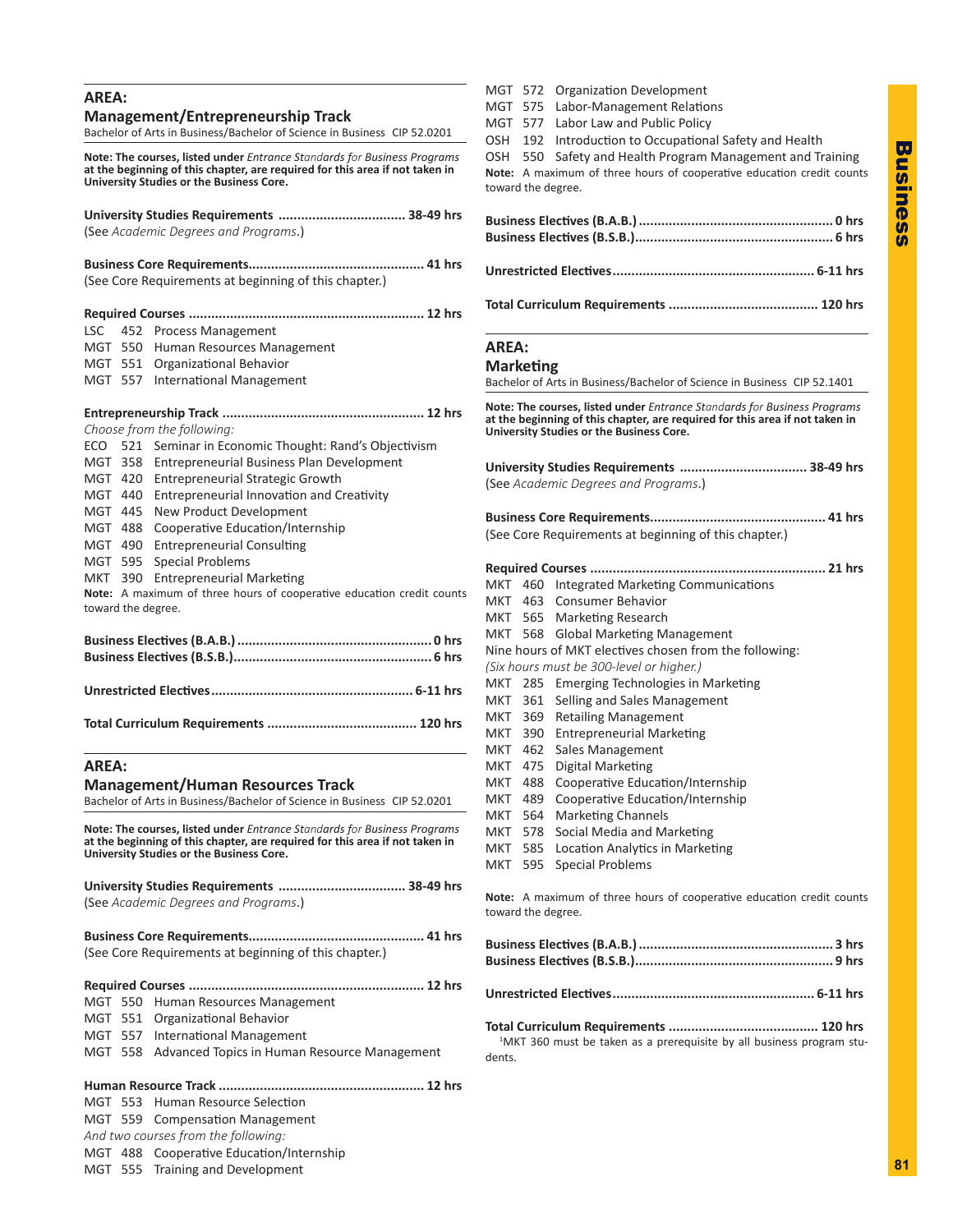## AREA: Management/Entrepreneurship Track

Bachelor of Arts in Business/Bachelor of Science in Business CIP 52.0201

**Note: The courses, listed under *Entrance Standards for Business Programs* at the beginning of this chapter, are required for this area if not taken in University Studies or the Business Core.**

**University Studies Requirements .................................. 38-49 hrs**
(See *Academic Degrees and Programs*.)

**Business Core Requirements.............................................. 41 hrs**
(See Core Requirements at beginning of this chapter.)

**Required Courses .............................................................. 12 hrs**

LSC 452 Process Management
MGT 550 Human Resources Management
MGT 551 Organizational Behavior
MGT 557 International Management

**Entrepreneurship Track ..................................................... 12 hrs**

*Choose from the following:*

ECO 521 Seminar in Economic Thought: Rand's Objectivism
MGT 358 Entrepreneurial Business Plan Development
MGT 420 Entrepreneurial Strategic Growth
MGT 440 Entrepreneurial Innovation and Creativity
MGT 445 New Product Development
MGT 488 Cooperative Education/Internship
MGT 490 Entrepreneurial Consulting
MGT 595 Special Problems
MKT 390 Entrepreneurial Marketing

**Note:** A maximum of three hours of cooperative education credit counts toward the degree.

**Business Electives (B.A.B.) ................................................... 0 hrs**
**Business Electives (B.S.B.).................................................... 6 hrs**

**Unrestricted Electives..................................................... 6-11 hrs**

**Total Curriculum Requirements ....................................... 120 hrs**

## AREA: Management/Human Resources Track

Bachelor of Arts in Business/Bachelor of Science in Business CIP 52.0201

**Note: The courses, listed under *Entrance Standards for Business Programs* at the beginning of this chapter, are required for this area if not taken in University Studies or the Business Core.**

**University Studies Requirements .................................. 38-49 hrs**
(See *Academic Degrees and Programs*.)

**Business Core Requirements.............................................. 41 hrs**
(See Core Requirements at beginning of this chapter.)

**Required Courses .............................................................. 12 hrs**

MGT 550 Human Resources Management
MGT 551 Organizational Behavior
MGT 557 International Management
MGT 558 Advanced Topics in Human Resource Management

**Human Resource Track ...................................................... 12 hrs**

MGT 553 Human Resource Selection
MGT 559 Compensation Management

*And two courses from the following:*

MGT 488 Cooperative Education/Internship
MGT 555 Training and Development
MGT 572 Organization Development
MGT 575 Labor-Management Relations
MGT 577 Labor Law and Public Policy
OSH 192 Introduction to Occupational Safety and Health
OSH 550 Safety and Health Program Management and Training

**Note:** A maximum of three hours of cooperative education credit counts toward the degree.

**Business Electives (B.A.B.) ................................................... 0 hrs**
**Business Electives (B.S.B.).................................................... 6 hrs**

**Unrestricted Electives..................................................... 6-11 hrs**

**Total Curriculum Requirements ....................................... 120 hrs**

## AREA: Marketing

Bachelor of Arts in Business/Bachelor of Science in Business CIP 52.1401

**Note: The courses, listed under *Entrance Standards for Business Programs* at the beginning of this chapter, are required for this area if not taken in University Studies or the Business Core.**

**University Studies Requirements .................................. 38-49 hrs**
(See *Academic Degrees and Programs*.)

**Business Core Requirements.............................................. 41 hrs**
(See Core Requirements at beginning of this chapter.)

**Required Courses .............................................................. 21 hrs**

MKT 460 Integrated Marketing Communications
MKT 463 Consumer Behavior
MKT 565 Marketing Research
MKT 568 Global Marketing Management

Nine hours of MKT electives chosen from the following:
*(Six hours must be 300-level or higher.)*

MKT 285 Emerging Technologies in Marketing
MKT 361 Selling and Sales Management
MKT 369 Retailing Management
MKT 390 Entrepreneurial Marketing
MKT 462 Sales Management
MKT 475 Digital Marketing
MKT 488 Cooperative Education/Internship
MKT 489 Cooperative Education/Internship
MKT 564 Marketing Channels
MKT 578 Social Media and Marketing
MKT 585 Location Analytics in Marketing
MKT 595 Special Problems

**Note:** A maximum of three hours of cooperative education credit counts toward the degree.

**Business Electives (B.A.B.) ................................................... 3 hrs**
**Business Electives (B.S.B.).................................................... 9 hrs**

**Unrestricted Electives..................................................... 6-11 hrs**

**Total Curriculum Requirements ....................................... 120 hrs**

[1]MKT 360 must be taken as a prerequisite by all business program students.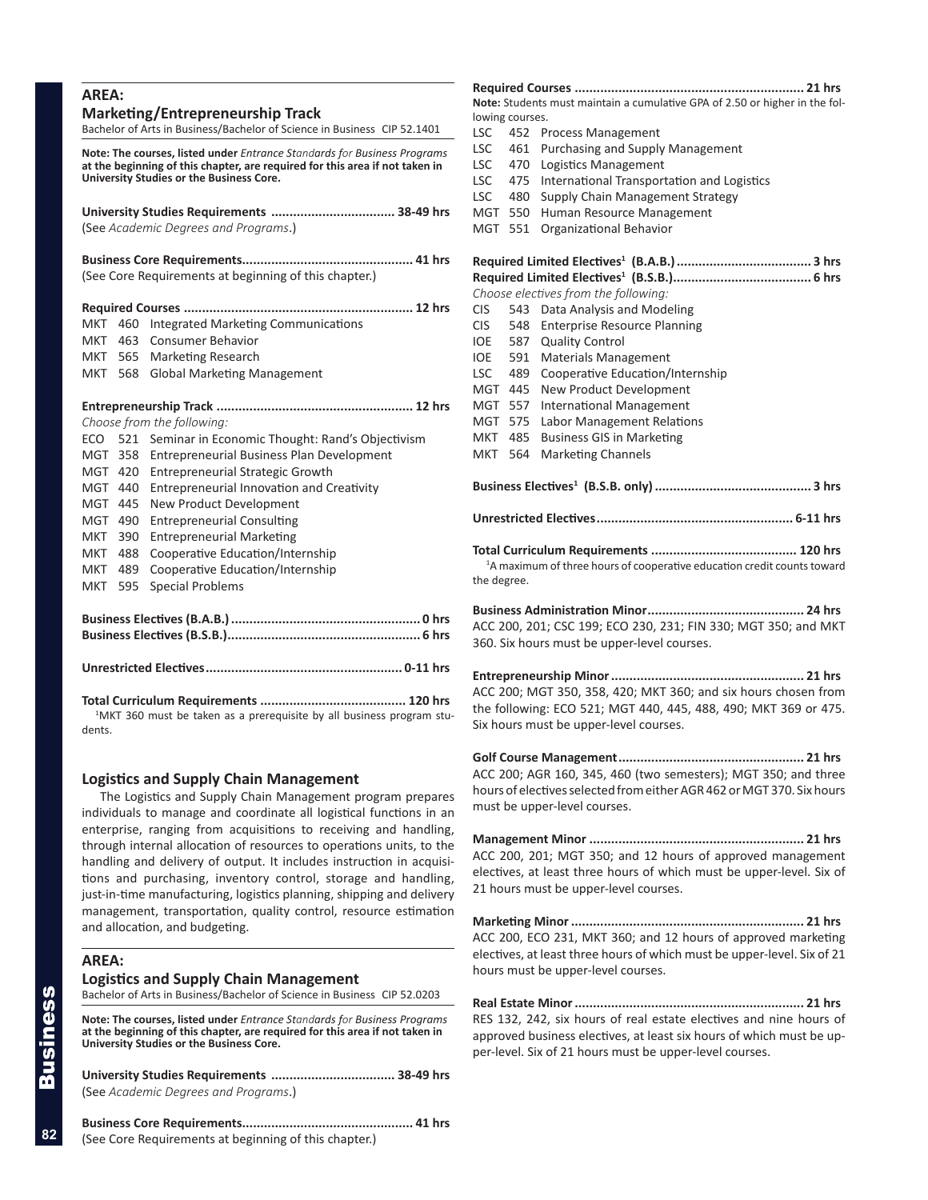## AREA:

### Marketing/Entrepreneurship Track

Bachelor of Arts in Business/Bachelor of Science in Business CIP 52.1401

**Note: The courses, listed under** ***Entrance Standards for Business Programs*** **at the beginning of this chapter, are required for this area if not taken in University Studies or the Business Core.**

**University Studies Requirements .................................. 38-49 hrs**
(See *Academic Degrees and Programs*.)

**Business Core Requirements.............................................. 41 hrs**
(See Core Requirements at beginning of this chapter.)

**Required Courses .............................................................. 12 hrs**

MKT 460 Integrated Marketing Communications
MKT 463 Consumer Behavior
MKT 565 Marketing Research
MKT 568 Global Marketing Management

**Entrepreneurship Track ..................................................... 12 hrs**

*Choose from the following:*

ECO 521 Seminar in Economic Thought: Rand's Objectivism
MGT 358 Entrepreneurial Business Plan Development
MGT 420 Entrepreneurial Strategic Growth
MGT 440 Entrepreneurial Innovation and Creativity
MGT 445 New Product Development
MGT 490 Entrepreneurial Consulting
MKT 390 Entrepreneurial Marketing
MKT 488 Cooperative Education/Internship
MKT 489 Cooperative Education/Internship
MKT 595 Special Problems

**Business Electives (B.A.B.) .................................................. 0 hrs**
**Business Electives (B.S.B.).................................................... 6 hrs**

**Unrestricted Electives..................................................... 0-11 hrs**

**Total Curriculum Requirements ....................................... 120 hrs**

[1]MKT 360 must be taken as a prerequisite by all business program students.

### Logistics and Supply Chain Management

The Logistics and Supply Chain Management program prepares individuals to manage and coordinate all logistical functions in an enterprise, ranging from acquisitions to receiving and handling, through internal allocation of resources to operations units, to the handling and delivery of output. It includes instruction in acquisitions and purchasing, inventory control, storage and handling, just-in-time manufacturing, logistics planning, shipping and delivery management, transportation, quality control, resource estimation and allocation, and budgeting.

## AREA:

### Logistics and Supply Chain Management

Bachelor of Arts in Business/Bachelor of Science in Business CIP 52.0203

**Note: The courses, listed under** ***Entrance Standards for Business Programs*** **at the beginning of this chapter, are required for this area if not taken in University Studies or the Business Core.**

**University Studies Requirements .................................. 38-49 hrs**
(See *Academic Degrees and Programs*.)

**Business Core Requirements.............................................. 41 hrs**
(See Core Requirements at beginning of this chapter.)

**Required Courses .............................................................. 21 hrs**

**Note:** Students must maintain a cumulative GPA of 2.50 or higher in the following courses.

LSC 452 Process Management
LSC 461 Purchasing and Supply Management
LSC 470 Logistics Management
LSC 475 International Transportation and Logistics
LSC 480 Supply Chain Management Strategy
MGT 550 Human Resource Management
MGT 551 Organizational Behavior

**Required Limited Electives[1] (B.A.B.) ..................................... 3 hrs**
**Required Limited Electives[1] (B.S.B.)...................................... 6 hrs**

*Choose electives from the following:*

CIS 543 Data Analysis and Modeling
CIS 548 Enterprise Resource Planning
IOE 587 Quality Control
IOE 591 Materials Management
LSC 489 Cooperative Education/Internship
MGT 445 New Product Development
MGT 557 International Management
MGT 575 Labor Management Relations
MKT 485 Business GIS in Marketing
MKT 564 Marketing Channels

**Business Electives[1] (B.S.B. only) ........................................... 3 hrs**

**Unrestricted Electives..................................................... 6-11 hrs**

**Total Curriculum Requirements ....................................... 120 hrs**

[1]A maximum of three hours of cooperative education credit counts toward the degree.

**Business Administration Minor........................................... 24 hrs**
ACC 200, 201; CSC 199; ECO 230, 231; FIN 330; MGT 350; and MKT 360. Six hours must be upper-level courses.

**Entrepreneurship Minor ..................................................... 21 hrs**
ACC 200; MGT 350, 358, 420; MKT 360; and six hours chosen from the following: ECO 521; MGT 440, 445, 488, 490; MKT 369 or 475. Six hours must be upper-level courses.

**Golf Course Management.................................................. 21 hrs**
ACC 200; AGR 160, 345, 460 (two semesters); MGT 350; and three hours of electives selected from either AGR 462 or MGT 370. Six hours must be upper-level courses.

**Management Minor ........................................................... 21 hrs**
ACC 200, 201; MGT 350; and 12 hours of approved management electives, at least three hours of which must be upper-level. Six of 21 hours must be upper-level courses.

**Marketing Minor ................................................................ 21 hrs**
ACC 200, ECO 231, MKT 360; and 12 hours of approved marketing electives, at least three hours of which must be upper-level. Six of 21 hours must be upper-level courses.

**Real Estate Minor ............................................................... 21 hrs**
RES 132, 242, six hours of real estate electives and nine hours of approved business electives, at least six hours of which must be upper-level. Six of 21 hours must be upper-level courses.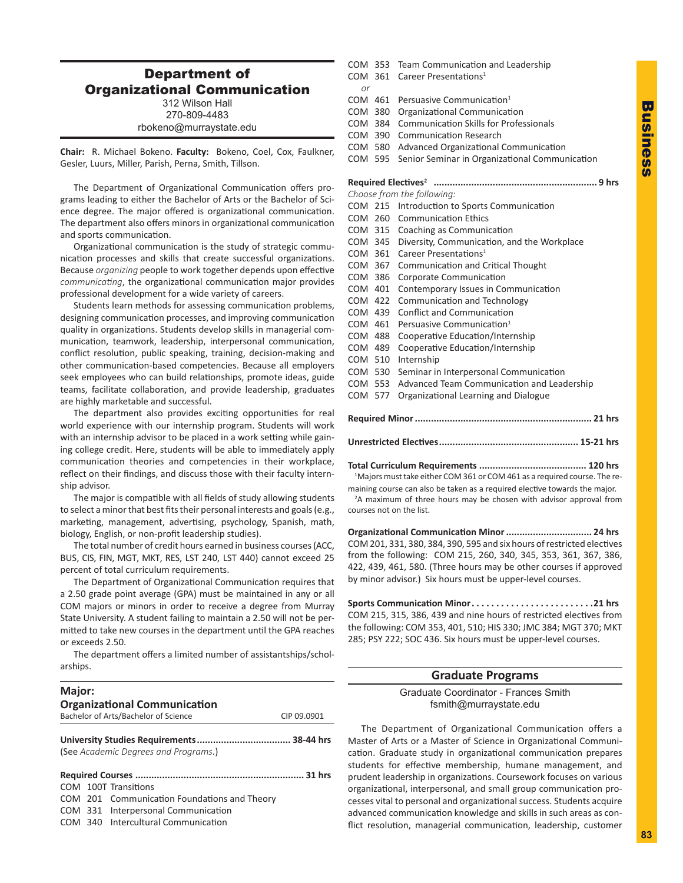# Department of Organizational Communication

312 Wilson Hall
270-809-4483
rbokeno@murraystate.edu

**Chair:** R. Michael Bokeno. **Faculty:** Bokeno, Coel, Cox, Faulkner, Gesler, Luurs, Miller, Parish, Perna, Smith, Tillson.

The Department of Organizational Communication offers programs leading to either the Bachelor of Arts or the Bachelor of Science degree. The major offered is organizational communication. The department also offers minors in organizational communication and sports communication.

Organizational communication is the study of strategic communication processes and skills that create successful organizations. Because *organizing* people to work together depends upon effective *communicating*, the organizational communication major provides professional development for a wide variety of careers.

Students learn methods for assessing communication problems, designing communication processes, and improving communication quality in organizations. Students develop skills in managerial communication, teamwork, leadership, interpersonal communication, conflict resolution, public speaking, training, decision-making and other communication-based competencies. Because all employers seek employees who can build relationships, promote ideas, guide teams, facilitate collaboration, and provide leadership, graduates are highly marketable and successful.

The department also provides exciting opportunities for real world experience with our internship program. Students will work with an internship advisor to be placed in a work setting while gaining college credit. Here, students will be able to immediately apply communication theories and competencies in their workplace, reflect on their findings, and discuss those with their faculty internship advisor.

The major is compatible with all fields of study allowing students to select a minor that best fits their personal interests and goals (e.g., marketing, management, advertising, psychology, Spanish, math, biology, English, or non-profit leadership studies).

The total number of credit hours earned in business courses (ACC, BUS, CIS, FIN, MGT, MKT, RES, LST 240, LST 440) cannot exceed 25 percent of total curriculum requirements.

The Department of Organizational Communication requires that a 2.50 grade point average (GPA) must be maintained in any or all COM majors or minors in order to receive a degree from Murray State University. A student failing to maintain a 2.50 will not be permitted to take new courses in the department until the GPA reaches or exceeds 2.50.

The department offers a limited number of assistantships/scholarships.

## Major: Organizational Communication

Bachelor of Arts/Bachelor of Science — CIP 09.0901

**University Studies Requirements .................................. 38-44 hrs**
(See *Academic Degrees and Programs*.)

**Required Courses ............................................................ 31 hrs**

COM 100T Transitions
COM 201 Communication Foundations and Theory
COM 331 Interpersonal Communication
COM 340 Intercultural Communication
COM 353 Team Communication and Leadership
COM 361 Career Presentations[1]
*or*
COM 461 Persuasive Communication[1]
COM 380 Organizational Communication
COM 384 Communication Skills for Professionals
COM 390 Communication Research
COM 580 Advanced Organizational Communication
COM 595 Senior Seminar in Organizational Communication

**Required Electives[2] ........................................................... 9 hrs**

*Choose from the following:*

COM 215 Introduction to Sports Communication
COM 260 Communication Ethics
COM 315 Coaching as Communication
COM 345 Diversity, Communication, and the Workplace
COM 361 Career Presentations[1]
COM 367 Communication and Critical Thought
COM 386 Corporate Communication
COM 401 Contemporary Issues in Communication
COM 422 Communication and Technology
COM 439 Conflict and Communication
COM 461 Persuasive Communication[1]
COM 488 Cooperative Education/Internship
COM 489 Cooperative Education/Internship
COM 510 Internship
COM 530 Seminar in Interpersonal Communication
COM 553 Advanced Team Communication and Leadership
COM 577 Organizational Learning and Dialogue

**Required Minor ................................................................ 21 hrs**

**Unrestricted Electives.................................................. 15-21 hrs**

**Total Curriculum Requirements ....................................... 120 hrs**

[1]Majors must take either COM 361 or COM 461 as a required course. The remaining course can also be taken as a required elective towards the major.

[2]A maximum of three hours may be chosen with advisor approval from courses not on the list.

**Organizational Communication Minor ............................... 24 hrs**

COM 201, 331, 380, 384, 390, 595 and six hours of restricted electives from the following: COM 215, 260, 340, 345, 353, 361, 367, 386, 422, 439, 461, 580. (Three hours may be other courses if approved by minor advisor.) Six hours must be upper-level courses.

**Sports Communication Minor..........................21 hrs**

COM 215, 315, 386, 439 and nine hours of restricted electives from the following: COM 353, 401, 510; HIS 330; JMC 384; MGT 370; MKT 285; PSY 222; SOC 436. Six hours must be upper-level courses.

## Graduate Programs

Graduate Coordinator - Frances Smith
fsmith@murraystate.edu

The Department of Organizational Communication offers a Master of Arts or a Master of Science in Organizational Communication. Graduate study in organizational communication prepares students for effective membership, humane management, and prudent leadership in organizations. Coursework focuses on various organizational, interpersonal, and small group communication processes vital to personal and organizational success. Students acquire advanced communication knowledge and skills in such areas as conflict resolution, managerial communication, leadership, customer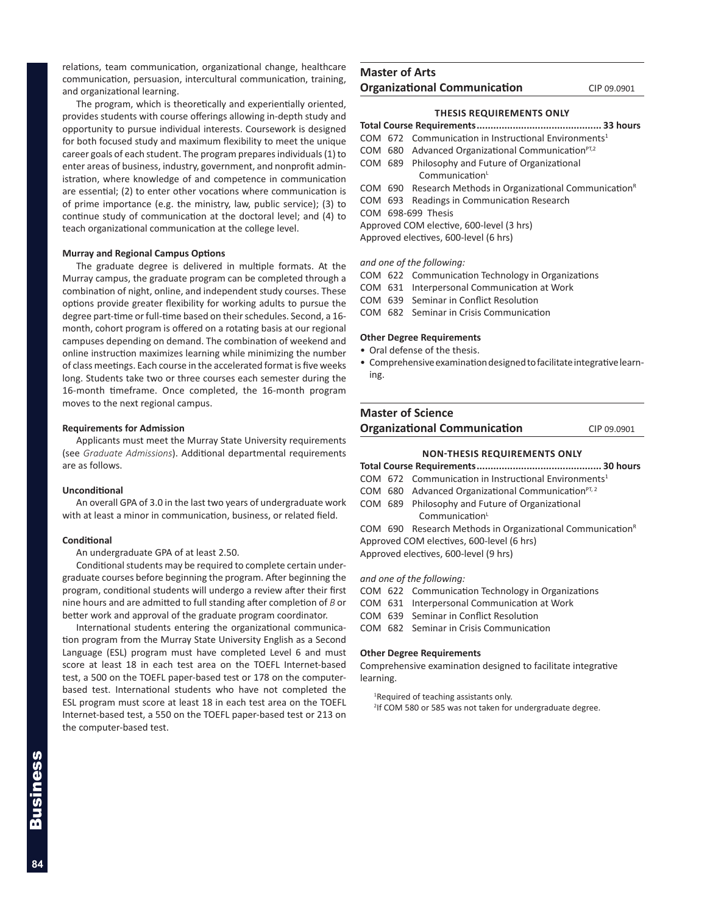relations, team communication, organizational change, healthcare communication, persuasion, intercultural communication, training, and organizational learning.

The program, which is theoretically and experientially oriented, provides students with course offerings allowing in-depth study and opportunity to pursue individual interests. Coursework is designed for both focused study and maximum flexibility to meet the unique career goals of each student. The program prepares individuals (1) to enter areas of business, industry, government, and nonprofit administration, where knowledge of and competence in communication are essential; (2) to enter other vocations where communication is of prime importance (e.g. the ministry, law, public service); (3) to continue study of communication at the doctoral level; and (4) to teach organizational communication at the college level.

**Murray and Regional Campus Options**

The graduate degree is delivered in multiple formats. At the Murray campus, the graduate program can be completed through a combination of night, online, and independent study courses. These options provide greater flexibility for working adults to pursue the degree part-time or full-time based on their schedules. Second, a 16-month, cohort program is offered on a rotating basis at our regional campuses depending on demand. The combination of weekend and online instruction maximizes learning while minimizing the number of class meetings. Each course in the accelerated format is five weeks long. Students take two or three courses each semester during the 16-month timeframe. Once completed, the 16-month program moves to the next regional campus.

**Requirements for Admission**

Applicants must meet the Murray State University requirements (see *Graduate Admissions*). Additional departmental requirements are as follows.

**Unconditional**

An overall GPA of 3.0 in the last two years of undergraduate work with at least a minor in communication, business, or related field.

**Conditional**

An undergraduate GPA of at least 2.50.

Conditional students may be required to complete certain undergraduate courses before beginning the program. After beginning the program, conditional students will undergo a review after their first nine hours and are admitted to full standing after completion of *B* or better work and approval of the graduate program coordinator.

International students entering the organizational communication program from the Murray State University English as a Second Language (ESL) program must have completed Level 6 and must score at least 18 in each test area on the TOEFL Internet-based test, a 500 on the TOEFL paper-based test or 178 on the computer-based test. International students who have not completed the ESL program must score at least 18 in each test area on the TOEFL Internet-based test, a 550 on the TOEFL paper-based test or 213 on the computer-based test.

## Master of Arts
## Organizational Communication
CIP 09.0901

### THESIS REQUIREMENTS ONLY

**Total Course Requirements............................................ 33 hours**

COM 672 Communication in Instructional Environments[1]
COM 680 Advanced Organizational Communication[PT,2]
COM 689 Philosophy and Future of Organizational Communication[L]
COM 690 Research Methods in Organizational Communication[R]
COM 693 Readings in Communication Research
COM 698-699 Thesis
Approved COM elective, 600-level (3 hrs)
Approved electives, 600-level (6 hrs)

*and one of the following:*

COM 622 Communication Technology in Organizations
COM 631 Interpersonal Communication at Work
COM 639 Seminar in Conflict Resolution
COM 682 Seminar in Crisis Communication

**Other Degree Requirements**

- Oral defense of the thesis.
- Comprehensive examination designed to facilitate integrative learning.

## Master of Science
## Organizational Communication
CIP 09.0901

### NON-THESIS REQUIREMENTS ONLY

**Total Course Requirements............................................ 30 hours**

COM 672 Communication in Instructional Environments[1]
COM 680 Advanced Organizational Communication[PT, 2]
COM 689 Philosophy and Future of Organizational Communication[L]
COM 690 Research Methods in Organizational Communication[R]
Approved COM electives, 600-level (6 hrs)
Approved electives, 600-level (9 hrs)

*and one of the following:*

COM 622 Communication Technology in Organizations
COM 631 Interpersonal Communication at Work
COM 639 Seminar in Conflict Resolution
COM 682 Seminar in Crisis Communication

**Other Degree Requirements**

Comprehensive examination designed to facilitate integrative learning.

[1]Required of teaching assistants only.
[2]If COM 580 or 585 was not taken for undergraduate degree.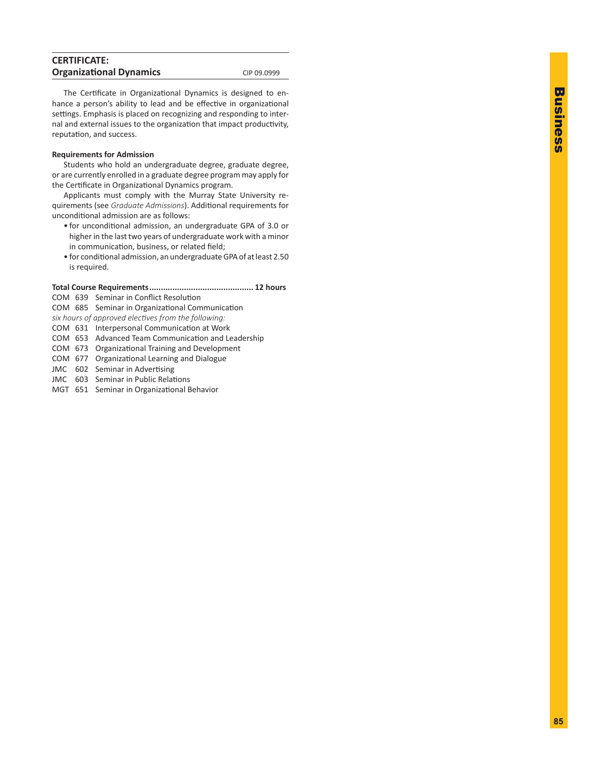## CERTIFICATE: Organizational Dynamics

CIP 09.0999

The Certificate in Organizational Dynamics is designed to enhance a person's ability to lead and be effective in organizational settings. Emphasis is placed on recognizing and responding to internal and external issues to the organization that impact productivity, reputation, and success.

**Requirements for Admission**

Students who hold an undergraduate degree, graduate degree, or are currently enrolled in a graduate degree program may apply for the Certificate in Organizational Dynamics program.

Applicants must comply with the Murray State University requirements (see *Graduate Admissions*). Additional requirements for unconditional admission are as follows:

- for unconditional admission, an undergraduate GPA of 3.0 or higher in the last two years of undergraduate work with a minor in communication, business, or related field;
- for conditional admission, an undergraduate GPA of at least 2.50 is required.

**Total Course Requirements............................................ 12 hours**

COM 639 Seminar in Conflict Resolution
COM 685 Seminar in Organizational Communication
*six hours of approved electives from the following:*
COM 631 Interpersonal Communication at Work
COM 653 Advanced Team Communication and Leadership
COM 673 Organizational Training and Development
COM 677 Organizational Learning and Dialogue
JMC 602 Seminar in Advertising
JMC 603 Seminar in Public Relations
MGT 651 Seminar in Organizational Behavior